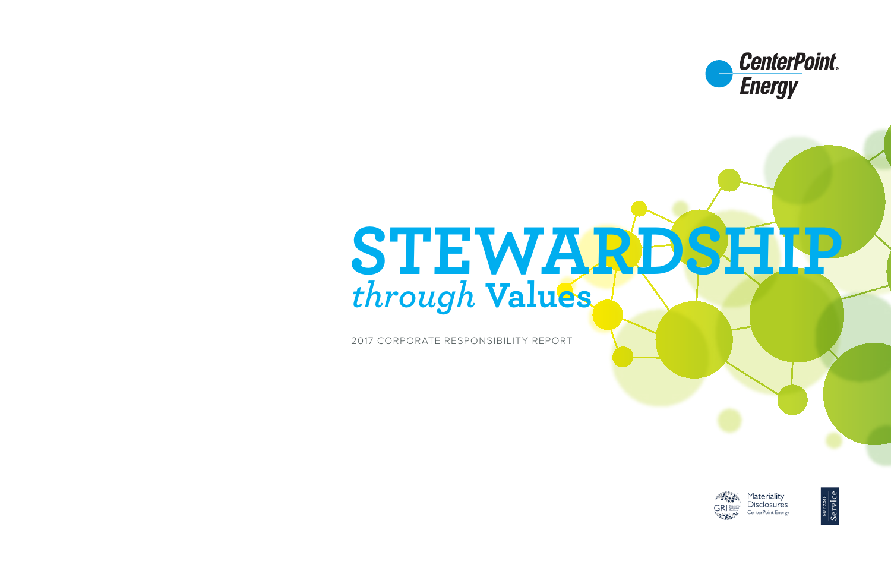CenterPoint Energy

# STEWARDSHIP *through* Values

2017 CORPORATE RESPONSIBILITY REPORT

GRI Materiality Disclosures CenterPoint Energy

Mar 2018 Service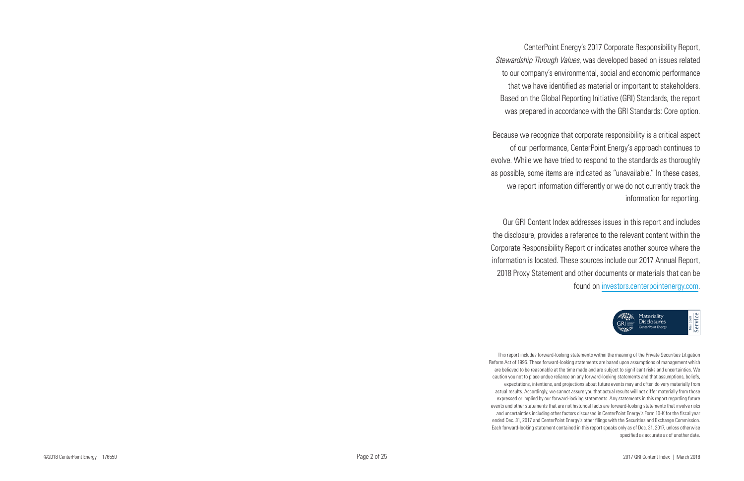CenterPoint Energy's 2017 Corporate Responsibility Report, *Stewardship Through Values*, was developed based on issues related to our company's environmental, social and economic performance that we have identified as material or important to stakeholders. Based on the Global Reporting Initiative (GRI) Standards, the report was prepared in accordance with the GRI Standards: Core option.

Because we recognize that corporate responsibility is a critical aspect of our performance, CenterPoint Energy's approach continues to evolve. While we have tried to respond to the standards as thoroughly as possible, some items are indicated as "unavailable." In these cases, we report information differently or we do not currently track the information for reporting.

Our GRI Content Index addresses issues in this report and includes the disclosure, provides a reference to the relevant content within the Corporate Responsibility Report or indicates another source where the information is located. These sources include our 2017 Annual Report, 2018 Proxy Statement and other documents or materials that can be found on investors.centerpointenergy.com.

GRI Materiality Disclosures CenterPoint Energy — May 2018 Service

This report includes forward-looking statements within the meaning of the Private Securities Litigation Reform Act of 1995. These forward-looking statements are based upon assumptions of management which are believed to be reasonable at the time made and are subject to significant risks and uncertainties. We caution you not to place undue reliance on any forward-looking statements and that assumptions, beliefs, expectations, intentions, and projections about future events may and often do vary materially from actual results. Accordingly, we cannot assure you that actual results will not differ materially from those expressed or implied by our forward-looking statements. Any statements in this report regarding future events and other statements that are not historical facts are forward-looking statements that involve risks and uncertainties including other factors discussed in CenterPoint Energy's Form 10-K for the fiscal year ended Dec. 31, 2017 and CenterPoint Energy's other filings with the Securities and Exchange Commission. Each forward-looking statement contained in this report speaks only as of Dec. 31, 2017, unless otherwise specified as accurate as of another date.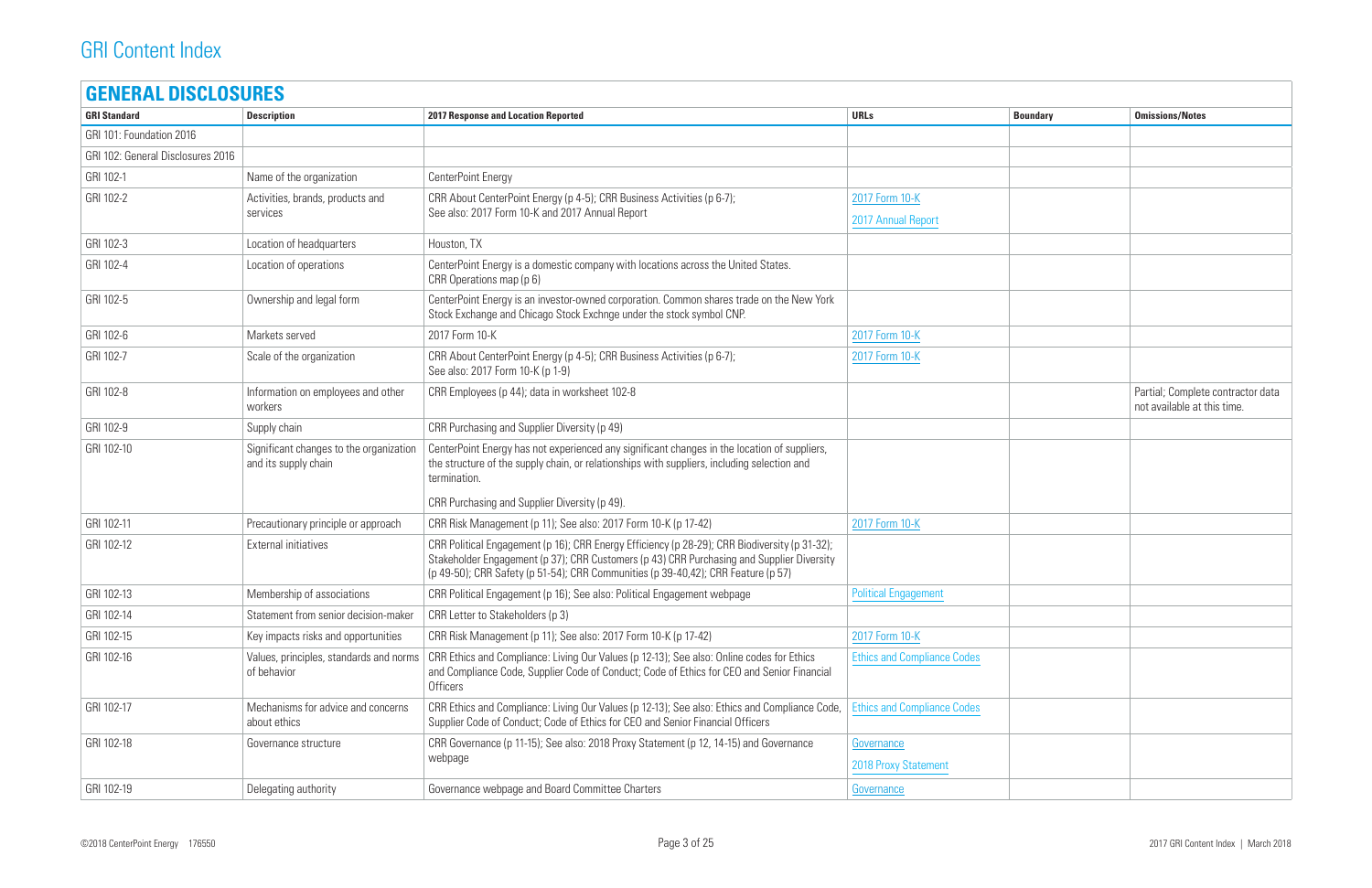# GRI Content Index

## GENERAL DISCLOSURES

| GRI Standard | Description | 2017 Response and Location Reported | URLs | Boundary | Omissions/Notes |
|---|---|---|---|---|---|
| GRI 101: Foundation 2016 | | | | | |
| GRI 102: General Disclosures 2016 | | | | | |
| GRI 102-1 | Name of the organization | CenterPoint Energy | | | |
| GRI 102-2 | Activities, brands, products and services | CRR About CenterPoint Energy (p 4-5); CRR Business Activities (p 6-7); See also: 2017 Form 10-K and 2017 Annual Report | 2017 Form 10-K<br>2017 Annual Report | | |
| GRI 102-3 | Location of headquarters | Houston, TX | | | |
| GRI 102-4 | Location of operations | CenterPoint Energy is a domestic company with locations across the United States. CRR Operations map (p 6) | | | |
| GRI 102-5 | Ownership and legal form | CenterPoint Energy is an investor-owned corporation. Common shares trade on the New York Stock Exchange and Chicago Stock Exchnge under the stock symbol CNP. | | | |
| GRI 102-6 | Markets served | 2017 Form 10-K | 2017 Form 10-K | | |
| GRI 102-7 | Scale of the organization | CRR About CenterPoint Energy (p 4-5); CRR Business Activities (p 6-7); See also: 2017 Form 10-K (p 1-9) | 2017 Form 10-K | | |
| GRI 102-8 | Information on employees and other workers | CRR Employees (p 44); data in worksheet 102-8 | | | Partial; Complete contractor data not available at this time. |
| GRI 102-9 | Supply chain | CRR Purchasing and Supplier Diversity (p 49) | | | |
| GRI 102-10 | Significant changes to the organization and its supply chain | CenterPoint Energy has not experienced any significant changes in the location of suppliers, the structure of the supply chain, or relationships with suppliers, including selection and termination.<br><br>CRR Purchasing and Supplier Diversity (p 49). | | | |
| GRI 102-11 | Precautionary principle or approach | CRR Risk Management (p 11); See also: 2017 Form 10-K (p 17-42) | 2017 Form 10-K | | |
| GRI 102-12 | External initiatives | CRR Political Engagement (p 16); CRR Energy Efficiency (p 28-29); CRR Biodiversity (p 31-32); Stakeholder Engagement (p 37); CRR Customers (p 43) CRR Purchasing and Supplier Diversity (p 49-50); CRR Safety (p 51-54); CRR Communities (p 39-40,42); CRR Feature (p 57) | | | |
| GRI 102-13 | Membership of associations | CRR Political Engagement (p 16); See also: Political Engagement webpage | Political Engagement | | |
| GRI 102-14 | Statement from senior decision-maker | CRR Letter to Stakeholders (p 3) | | | |
| GRI 102-15 | Key impacts risks and opportunities | CRR Risk Management (p 11); See also: 2017 Form 10-K (p 17-42) | 2017 Form 10-K | | |
| GRI 102-16 | Values, principles, standards and norms of behavior | CRR Ethics and Compliance: Living Our Values (p 12-13); See also: Online codes for Ethics and Compliance Code, Supplier Code of Conduct; Code of Ethics for CEO and Senior Financial Officers | Ethics and Compliance Codes | | |
| GRI 102-17 | Mechanisms for advice and concerns about ethics | CRR Ethics and Compliance: Living Our Values (p 12-13); See also: Ethics and Compliance Code, Supplier Code of Conduct; Code of Ethics for CEO and Senior Financial Officers | Ethics and Compliance Codes | | |
| GRI 102-18 | Governance structure | CRR Governance (p 11-15); See also: 2018 Proxy Statement (p 12, 14-15) and Governance webpage | Governance<br>2018 Proxy Statement | | |
| GRI 102-19 | Delegating authority | Governance webpage and Board Committee Charters | Governance | | |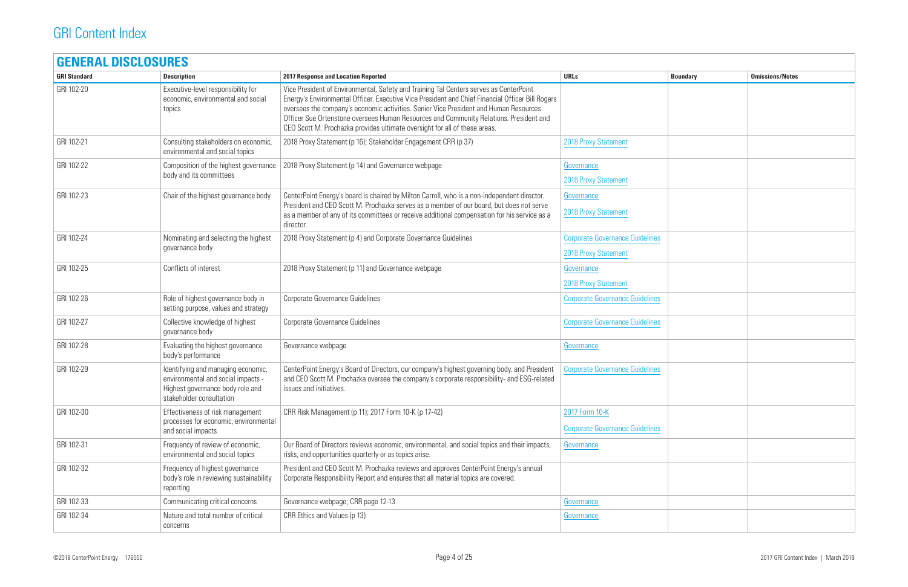# GRI Content Index

## GENERAL DISCLOSURES

| GRI Standard | Description | 2017 Response and Location Reported | URLs | Boundary | Omissions/Notes |
|---|---|---|---|---|---|
| GRI 102-20 | Executive-level responsibility for economic, environmental and social topics | Vice President of Environmental, Safety and Training Tal Centers serves as CenterPoint Energy's Environmental Officer. Executive Vice President and Chief Financial Officer Bill Rogers oversees the company's economic activities. Senior Vice President and Human Resources Officer Sue Ortenstone oversees Human Resources and Community Relations. President and CEO Scott M. Prochazka provides ultimate oversight for all of these areas. | | | |
| GRI 102-21 | Consulting stakeholders on economic, environmental and social topics | 2018 Proxy Statement (p 16); Stakeholder Engagement CRR (p 37) | 2018 Proxy Statement | | |
| GRI 102-22 | Composition of the highest governance body and its committees | 2018 Proxy Statement (p 14) and Governance webpage | Governance<br>2018 Proxy Statement | | |
| GRI 102-23 | Chair of the highest governance body | CenterPoint Energy's board is chaired by Milton Carroll, who is a non-independent director. President and CEO Scott M. Prochazka serves as a member of our board, but does not serve as a member of any of its committees or receive additional compensation for his service as a director. | Governance<br>2018 Proxy Statement | | |
| GRI 102-24 | Nominating and selecting the highest governance body | 2018 Proxy Statement (p 4) and Corporate Governance Guidelines | Corporate Governance Guidelines<br>2018 Proxy Statement | | |
| GRI 102-25 | Conflicts of interest | 2018 Proxy Statement (p 11) and Governance webpage | Governance<br>2018 Proxy Statement | | |
| GRI 102-26 | Role of highest governance body in setting purpose, values and strategy | Corporate Governance Guidelines | Corporate Governance Guidelines | | |
| GRI 102-27 | Collective knowledge of highest governance body | Corporate Governance Guidelines | Corporate Governance Guidelines | | |
| GRI 102-28 | Evaluating the highest governance body's performance | Governance webpage | Governance | | |
| GRI 102-29 | Identifying and managing economic, environmental and social impacts - Highest governance body role and stakeholder consultation | CenterPoint Energy's Board of Directors, our company's highest governing body. and President and CEO Scott M. Prochazka oversee the company's corporate responsibility- and ESG-related issues and initiatives. | Corporate Governance Guidelines | | |
| GRI 102-30 | Effectiveness of risk management processes for economic, environmental and social impacts | CRR Risk Management (p 11); 2017 Form 10-K (p 17-42) | 2017 Form 10-K<br>Corporate Governance Guidelines | | |
| GRI 102-31 | Frequency of review of economic, environmental and social topics | Our Board of Directors reviews economic, environmental, and social topics and their impacts, risks, and opportunities quarterly or as topics arise. | Governance | | |
| GRI 102-32 | Frequency of highest governance body's role in reviewing sustainability reporting | President and CEO Scott M. Prochazka reviews and approves CenterPoint Energy's annual Corporate Responsibility Report and ensures that all material topics are covered. | | | |
| GRI 102-33 | Communicating critical concerns | Governance webpage; CRR page 12-13 | Governance | | |
| GRI 102-34 | Nature and total number of critical concerns | CRR Ethics and Values (p 13) | Governance | | |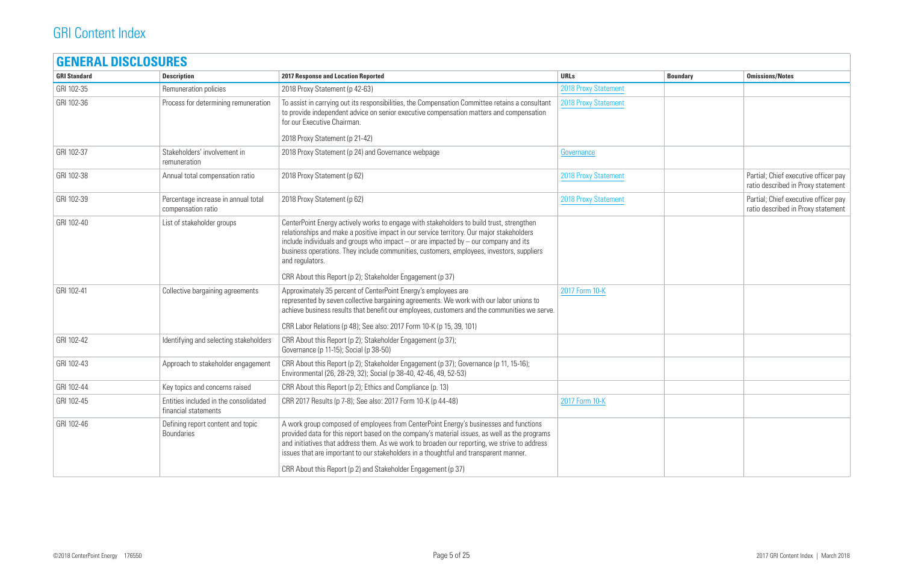# GRI Content Index

## GENERAL DISCLOSURES

| GRI Standard | Description | 2017 Response and Location Reported | URLs | Boundary | Omissions/Notes |
|---|---|---|---|---|---|
| GRI 102-35 | Remuneration policies | 2018 Proxy Statement (p 42-63) | 2018 Proxy Statement | | |
| GRI 102-36 | Process for determining remuneration | To assist in carrying out its responsibilities, the Compensation Committee retains a consultant to provide independent advice on senior executive compensation matters and compensation for our Executive Chairman.<br><br>2018 Proxy Statement (p 21-42) | 2018 Proxy Statement | | |
| GRI 102-37 | Stakeholders' involvement in remuneration | 2018 Proxy Statement (p 24) and Governance webpage | Governance | | |
| GRI 102-38 | Annual total compensation ratio | 2018 Proxy Statement (p 62) | 2018 Proxy Statement | | Partial; Chief executive officer pay ratio described in Proxy statement |
| GRI 102-39 | Percentage increase in annual total compensation ratio | 2018 Proxy Statement (p 62) | 2018 Proxy Statement | | Partial; Chief executive officer pay ratio described in Proxy statement |
| GRI 102-40 | List of stakeholder groups | CenterPoint Energy actively works to engage with stakeholders to build trust, strengthen relationships and make a positive impact in our service territory. Our major stakeholders include individuals and groups who impact – or are impacted by – our company and its business operations. They include communities, customers, employees, investors, suppliers and regulators.<br><br>CRR About this Report (p 2); Stakeholder Engagement (p 37) | | | |
| GRI 102-41 | Collective bargaining agreements | Approximately 35 percent of CenterPoint Energy's employees are represented by seven collective bargaining agreements. We work with our labor unions to achieve business results that benefit our employees, customers and the communities we serve.<br><br>CRR Labor Relations (p 48); See also: 2017 Form 10-K (p 15, 39, 101) | 2017 Form 10-K | | |
| GRI 102-42 | Identifying and selecting stakeholders | CRR About this Report (p 2); Stakeholder Engagement (p 37); Governance (p 11-15); Social (p 38-50) | | | |
| GRI 102-43 | Approach to stakeholder engagement | CRR About this Report (p 2); Stakeholder Engagement (p 37); Governance (p 11, 15-16); Environmental (26, 28-29, 32); Social (p 38-40, 42-46, 49, 52-53) | | | |
| GRI 102-44 | Key topics and concerns raised | CRR About this Report (p 2); Ethics and Compliance (p. 13) | | | |
| GRI 102-45 | Entities included in the consolidated financial statements | CRR 2017 Results (p 7-8); See also: 2017 Form 10-K (p 44-48) | 2017 Form 10-K | | |
| GRI 102-46 | Defining report content and topic Boundaries | A work group composed of employees from CenterPoint Energy's businesses and functions provided data for this report based on the company's material issues, as well as the programs and initiatives that address them. As we work to broaden our reporting, we strive to address issues that are important to our stakeholders in a thoughtful and transparent manner.<br><br>CRR About this Report (p 2) and Stakeholder Engagement (p 37) | | | |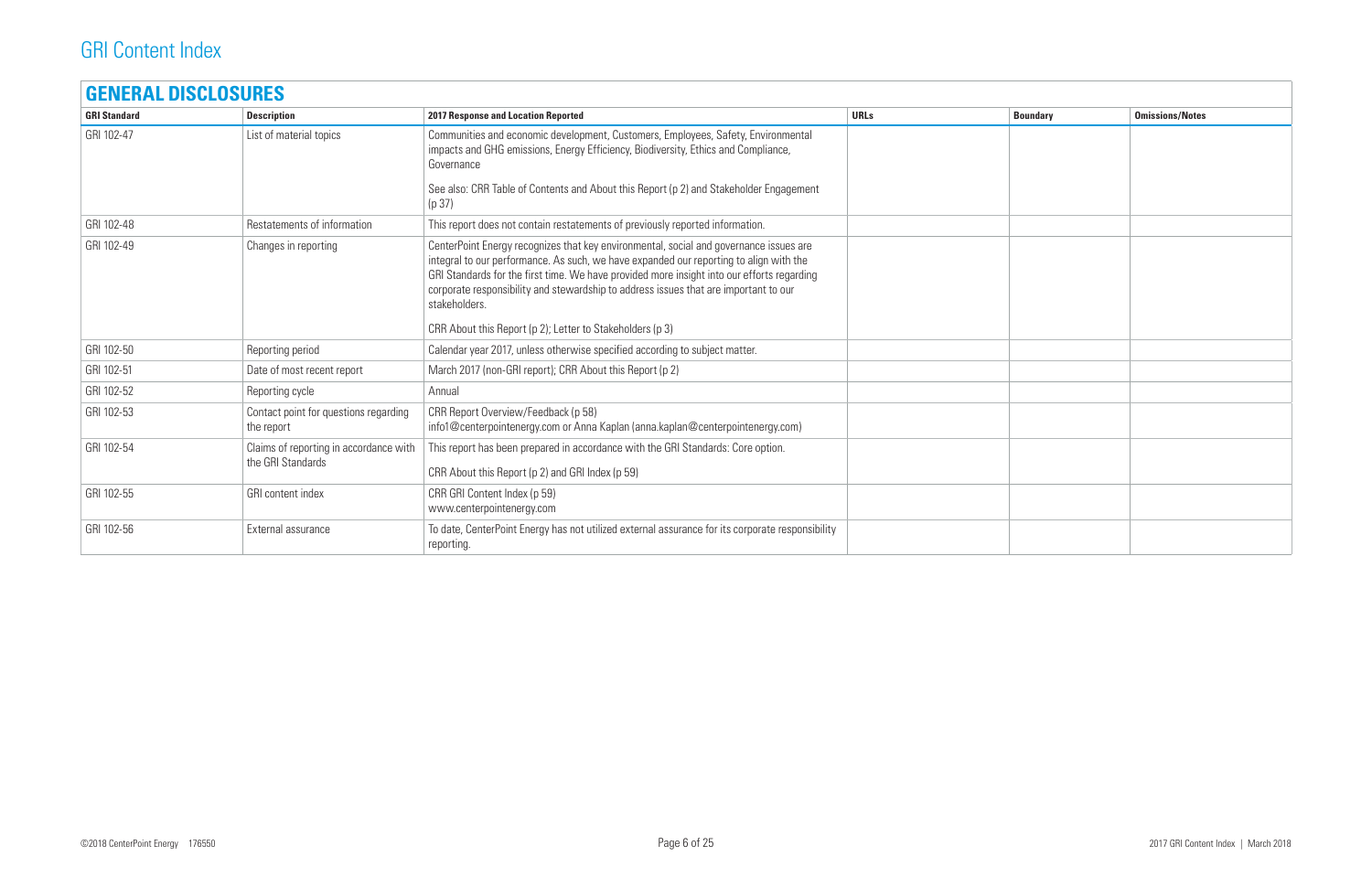# GRI Content Index

## GENERAL DISCLOSURES

| GRI Standard | Description | 2017 Response and Location Reported | URLs | Boundary | Omissions/Notes |
|---|---|---|---|---|---|
| GRI 102-47 | List of material topics | Communities and economic development, Customers, Employees, Safety, Environmental impacts and GHG emissions, Energy Efficiency, Biodiversity, Ethics and Compliance, Governance<br><br>See also: CRR Table of Contents and About this Report (p 2) and Stakeholder Engagement (p 37) | | | |
| GRI 102-48 | Restatements of information | This report does not contain restatements of previously reported information. | | | |
| GRI 102-49 | Changes in reporting | CenterPoint Energy recognizes that key environmental, social and governance issues are integral to our performance. As such, we have expanded our reporting to align with the GRI Standards for the first time. We have provided more insight into our efforts regarding corporate responsibility and stewardship to address issues that are important to our stakeholders.<br><br>CRR About this Report (p 2); Letter to Stakeholders (p 3) | | | |
| GRI 102-50 | Reporting period | Calendar year 2017, unless otherwise specified according to subject matter. | | | |
| GRI 102-51 | Date of most recent report | March 2017 (non-GRI report); CRR About this Report (p 2) | | | |
| GRI 102-52 | Reporting cycle | Annual | | | |
| GRI 102-53 | Contact point for questions regarding the report | CRR Report Overview/Feedback (p 58)<br>info1@centerpointenergy.com or Anna Kaplan (anna.kaplan@centerpointenergy.com) | | | |
| GRI 102-54 | Claims of reporting in accordance with the GRI Standards | This report has been prepared in accordance with the GRI Standards: Core option.<br><br>CRR About this Report (p 2) and GRI Index (p 59) | | | |
| GRI 102-55 | GRI content index | CRR GRI Content Index (p 59)<br>www.centerpointenergy.com | | | |
| GRI 102-56 | External assurance | To date, CenterPoint Energy has not utilized external assurance for its corporate responsibility reporting. | | | |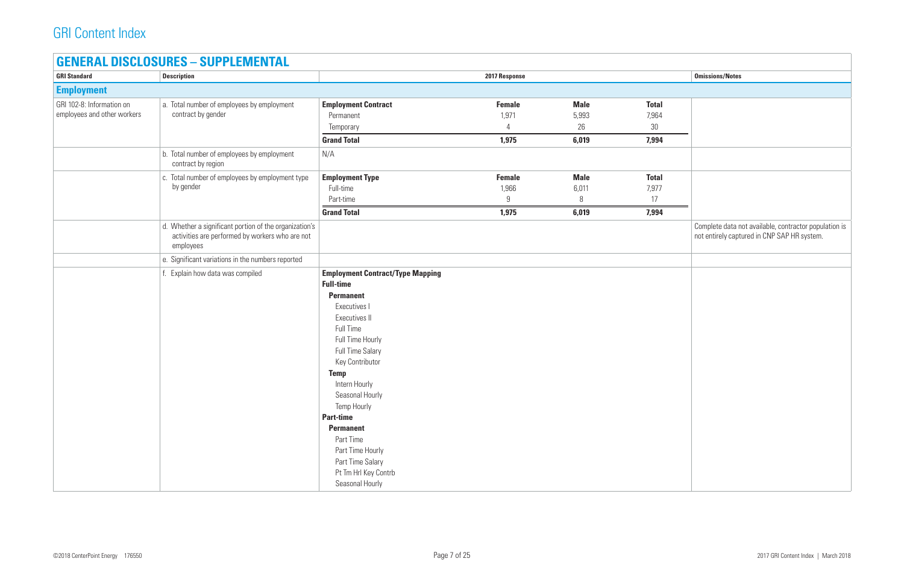# GRI Content Index

## GENERAL DISCLOSURES – SUPPLEMENTAL

| GRI Standard | Description | 2017 Response | | | | Omissions/Notes |
|---|---|---|---|---|---|---|
| **Employment** | | | | | | |
| GRI 102-8: Information on employees and other workers | a. Total number of employees by employment contract by gender | **Employment Contract** | **Female** | **Male** | **Total** | |
| | | Permanent | 1,971 | 5,993 | 7,964 | |
| | | Temporary | 4 | 26 | 30 | |
| | | **Grand Total** | **1,975** | **6,019** | **7,994** | |
| | b. Total number of employees by employment contract by region | N/A | | | | |
| | c. Total number of employees by employment type by gender | **Employment Type** | **Female** | **Male** | **Total** | |
| | | Full-time | 1,966 | 6,011 | 7,977 | |
| | | Part-time | 9 | 8 | 17 | |
| | | **Grand Total** | **1,975** | **6,019** | **7,994** | |
| | d. Whether a significant portion of the organization's activities are performed by workers who are not employees | | | | | Complete data not available, contractor population is not entirely captured in CNP SAP HR system. |
| | e. Significant variations in the numbers reported | | | | | |
| | f. Explain how data was compiled | **Employment Contract/Type Mapping** | | | | |
| | | **Full-time** | | | | |
| | | **Permanent** | | | | |
| | | Executives I | | | | |
| | | Executives II | | | | |
| | | Full Time | | | | |
| | | Full Time Hourly | | | | |
| | | Full Time Salary | | | | |
| | | Key Contributor | | | | |
| | | **Temp** | | | | |
| | | Intern Hourly | | | | |
| | | Seasonal Hourly | | | | |
| | | Temp Hourly | | | | |
| | | **Part-time** | | | | |
| | | **Permanent** | | | | |
| | | Part Time | | | | |
| | | Part Time Hourly | | | | |
| | | Part Time Salary | | | | |
| | | Pt Tm Hrl Key Contrb | | | | |
| | | Seasonal Hourly | | | | |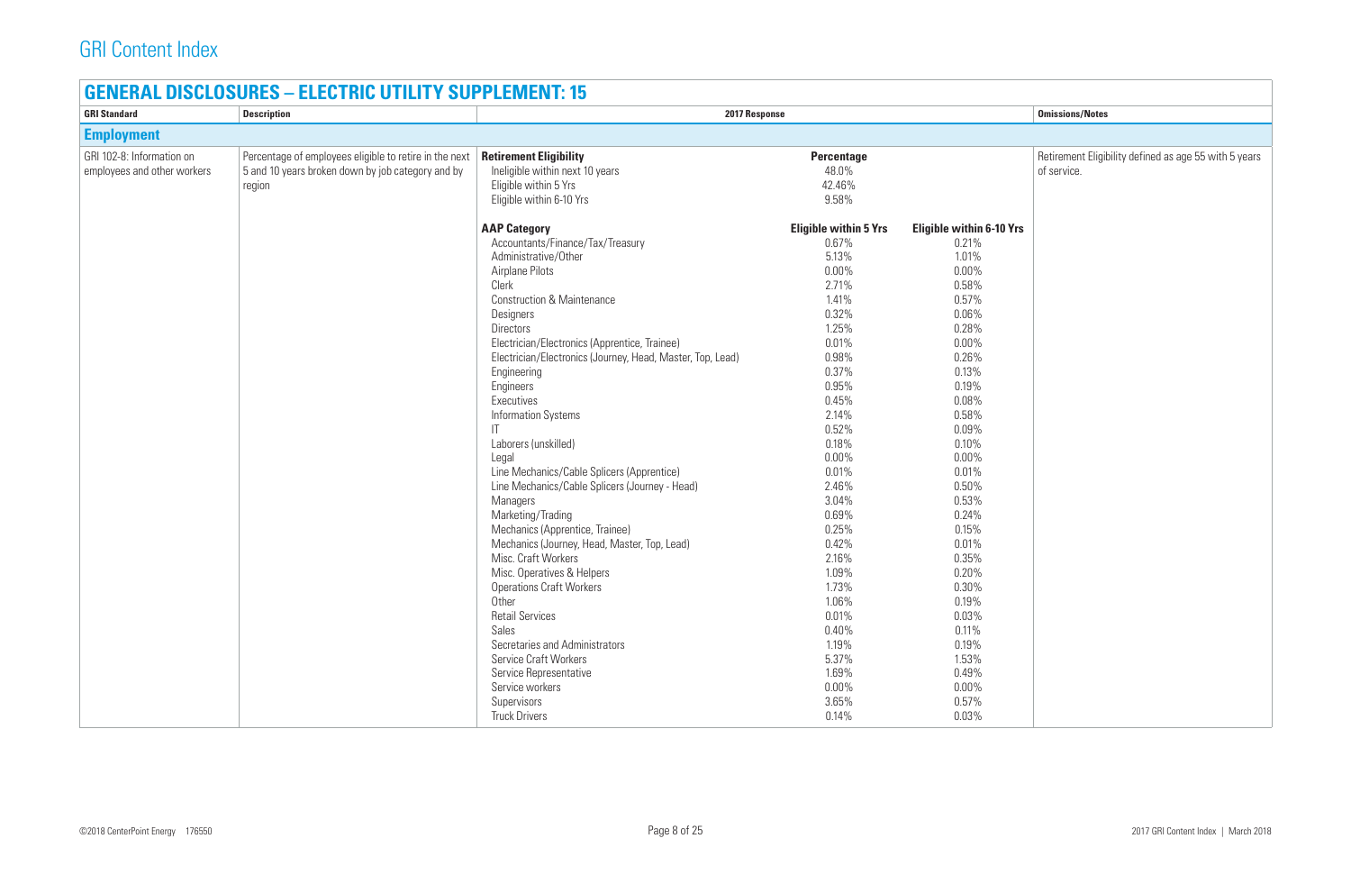# GRI Content Index

## GENERAL DISCLOSURES – ELECTRIC UTILITY SUPPLEMENT: 15

| GRI Standard | Description | 2017 Response | | | Omissions/Notes |
|---|---|---|---|---|---|
| **Employment** | | | | | |
| GRI 102-8: Information on employees and other workers | Percentage of employees eligible to retire in the next 5 and 10 years broken down by job category and by region | **Retirement Eligibility** | **Percentage** | | Retirement Eligibility defined as age 55 with 5 years of service. |
| | | Ineligible within next 10 years | 48.0% | | |
| | | Eligible within 5 Yrs | 42.46% | | |
| | | Eligible within 6-10 Yrs | 9.58% | | |
| | | **AAP Category** | **Eligible within 5 Yrs** | **Eligible within 6-10 Yrs** | |
| | | Accountants/Finance/Tax/Treasury | 0.67% | 0.21% | |
| | | Administrative/Other | 5.13% | 1.01% | |
| | | Airplane Pilots | 0.00% | 0.00% | |
| | | Clerk | 2.71% | 0.58% | |
| | | Construction & Maintenance | 1.41% | 0.57% | |
| | | Designers | 0.32% | 0.06% | |
| | | Directors | 1.25% | 0.28% | |
| | | Electrician/Electronics (Apprentice, Trainee) | 0.01% | 0.00% | |
| | | Electrician/Electronics (Journey, Head, Master, Top, Lead) | 0.98% | 0.26% | |
| | | Engineering | 0.37% | 0.13% | |
| | | Engineers | 0.95% | 0.19% | |
| | | Executives | 0.45% | 0.08% | |
| | | Information Systems | 2.14% | 0.58% | |
| | | IT | 0.52% | 0.09% | |
| | | Laborers (unskilled) | 0.18% | 0.10% | |
| | | Legal | 0.00% | 0.00% | |
| | | Line Mechanics/Cable Splicers (Apprentice) | 0.01% | 0.01% | |
| | | Line Mechanics/Cable Splicers (Journey - Head) | 2.46% | 0.50% | |
| | | Managers | 3.04% | 0.53% | |
| | | Marketing/Trading | 0.69% | 0.24% | |
| | | Mechanics (Apprentice, Trainee) | 0.25% | 0.15% | |
| | | Mechanics (Journey, Head, Master, Top, Lead) | 0.42% | 0.01% | |
| | | Misc. Craft Workers | 2.16% | 0.35% | |
| | | Misc. Operatives & Helpers | 1.09% | 0.20% | |
| | | Operations Craft Workers | 1.73% | 0.30% | |
| | | Other | 1.06% | 0.19% | |
| | | Retail Services | 0.01% | 0.03% | |
| | | Sales | 0.40% | 0.11% | |
| | | Secretaries and Administrators | 1.19% | 0.19% | |
| | | Service Craft Workers | 5.37% | 1.53% | |
| | | Service Representative | 1.69% | 0.49% | |
| | | Service workers | 0.00% | 0.00% | |
| | | Supervisors | 3.65% | 0.57% | |
| | | Truck Drivers | 0.14% | 0.03% | |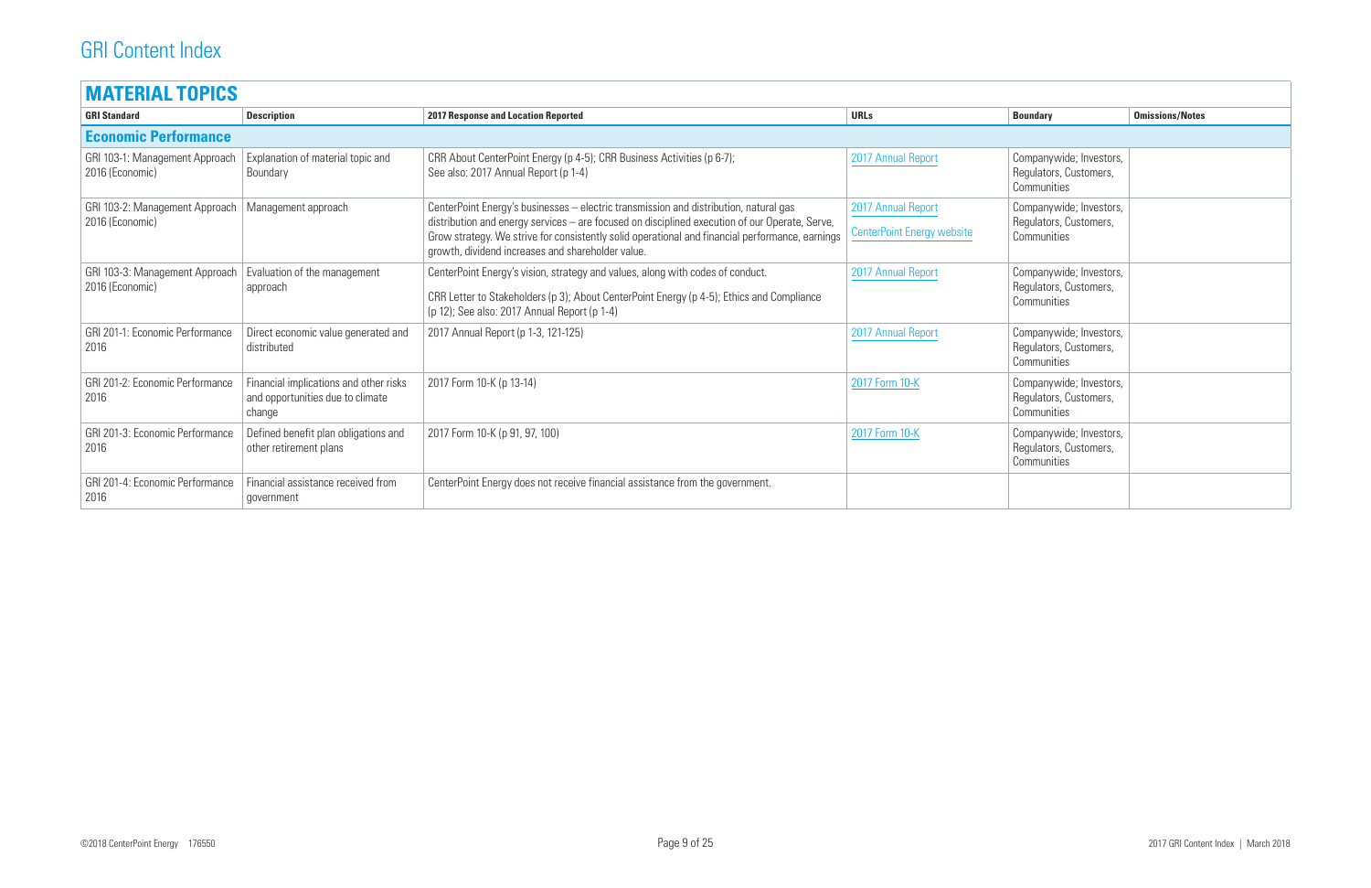# GRI Content Index

## MATERIAL TOPICS

| GRI Standard | Description | 2017 Response and Location Reported | URLs | Boundary | Omissions/Notes |
|---|---|---|---|---|---|
| **Economic Performance** | | | | | |
| GRI 103-1: Management Approach 2016 (Economic) | Explanation of material topic and Boundary | CRR About CenterPoint Energy (p 4-5); CRR Business Activities (p 6-7); See also: 2017 Annual Report (p 1-4) | 2017 Annual Report | Companywide; Investors, Regulators, Customers, Communities | |
| GRI 103-2: Management Approach 2016 (Economic) | Management approach | CenterPoint Energy's businesses – electric transmission and distribution, natural gas distribution and energy services – are focused on disciplined execution of our Operate, Serve, Grow strategy. We strive for consistently solid operational and financial performance, earnings growth, dividend increases and shareholder value. | 2017 Annual Report<br>CenterPoint Energy website | Companywide; Investors, Regulators, Customers, Communities | |
| GRI 103-3: Management Approach 2016 (Economic) | Evaluation of the management approach | CenterPoint Energy's vision, strategy and values, along with codes of conduct.<br>CRR Letter to Stakeholders (p 3); About CenterPoint Energy (p 4-5); Ethics and Compliance (p 12); See also: 2017 Annual Report (p 1-4) | 2017 Annual Report | Companywide; Investors, Regulators, Customers, Communities | |
| GRI 201-1: Economic Performance 2016 | Direct economic value generated and distributed | 2017 Annual Report (p 1-3, 121-125) | 2017 Annual Report | Companywide; Investors, Regulators, Customers, Communities | |
| GRI 201-2: Economic Performance 2016 | Financial implications and other risks and opportunities due to climate change | 2017 Form 10-K (p 13-14) | 2017 Form 10-K | Companywide; Investors, Regulators, Customers, Communities | |
| GRI 201-3: Economic Performance 2016 | Defined benefit plan obligations and other retirement plans | 2017 Form 10-K (p 91, 97, 100) | 2017 Form 10-K | Companywide; Investors, Regulators, Customers, Communities | |
| GRI 201-4: Economic Performance 2016 | Financial assistance received from government | CenterPoint Energy does not receive financial assistance from the government. | | | |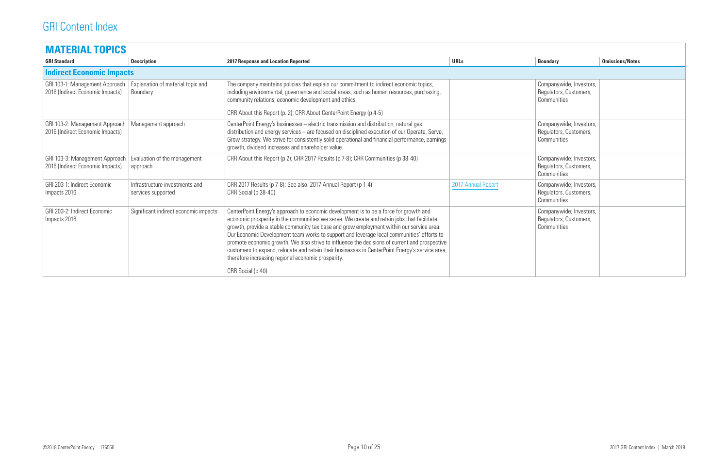# GRI Content Index

## MATERIAL TOPICS

| GRI Standard | Description | 2017 Response and Location Reported | URLs | Boundary | Omissions/Notes |
|---|---|---|---|---|---|
| **Indirect Economic Impacts** | | | | | |
| GRI 103-1: Management Approach 2016 (Indirect Economic Impacts) | Explanation of material topic and Boundary | The company maintains policies that explain our commitment to indirect economic topics, including environmental, governance and social areas, such as human resources, purchasing, community relations, economic development and ethics.<br><br>CRR About this Report (p. 2); CRR About CenterPoint Energy (p 4-5) | | Companywide; Investors, Regulators, Customers, Communities | |
| GRI 103-2: Management Approach 2016 (Indirect Economic Impacts) | Management approach | CenterPoint Energy's businesses – electric transmission and distribution, natural gas distribution and energy services – are focused on disciplined execution of our Operate, Serve, Grow strategy. We strive for consistently solid operational and financial performance, earnings growth, dividend increases and shareholder value. | | Companywide; Investors, Regulators, Customers, Communities | |
| GRI 103-3: Management Approach 2016 (Indirect Economic Impacts) | Evaluation of the management approach | CRR About this Report (p 2); CRR 2017 Results (p 7-8); CRR Communities (p 38-40) | | Companywide; Investors, Regulators, Customers, Communities | |
| GRI 203-1: Indirect Economic Impacts 2016 | Infrastructure investments and services supported | CRR 2017 Results (p 7-8); See also: 2017 Annual Report (p 1-4)<br>CRR Social (p 38-40) | 2017 Annual Report | Companywide; Investors, Regulators, Customers, Communities | |
| GRI 203-2: Indirect Economic Impacts 2016 | Significant indirect economic impacts | CenterPoint Energy's approach to economic development is to be a force for growth and economic prosperity in the communities we serve. We create and retain jobs that facilitate growth, provide a stable community tax base and grow employment within our service area. Our Economic Development team works to support and leverage local communities' efforts to promote economic growth. We also strive to influence the decisions of current and prospective customers to expand, relocate and retain their businesses in CenterPoint Energy's service area, therefore increasing regional economic prosperity.<br><br>CRR Social (p 40) | | Companywide; Investors, Regulators, Customers, Communities | |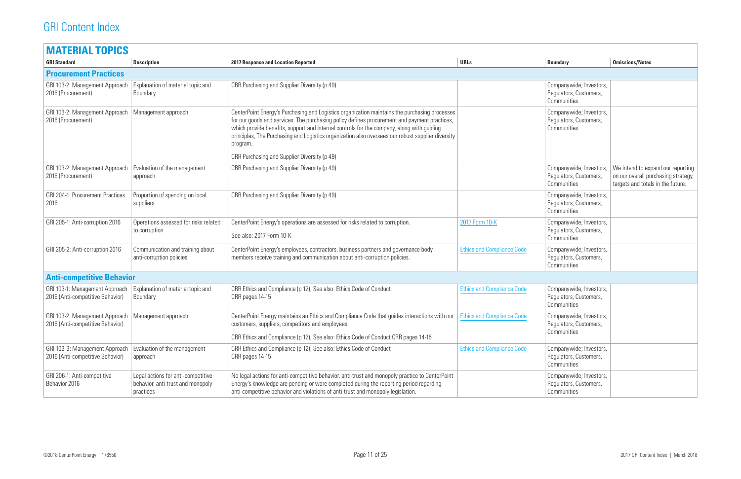# GRI Content Index

## MATERIAL TOPICS

| GRI Standard | Description | 2017 Response and Location Reported | URLs | Boundary | Omissions/Notes |
|---|---|---|---|---|---|
| **Procurement Practices** | | | | | |
| GRI 103-2: Management Approach 2016 (Procurement) | Explanation of material topic and Boundary | CRR Purchasing and Supplier Diversity (p 49) | | Companywide; Investors, Regulators, Customers, Communities | |
| GRI 103-2: Management Approach 2016 (Procurement) | Management approach | CenterPoint Energy's Purchasing and Logistics organization maintains the purchasing processes for our goods and services. The purchasing policy defines procurement and payment practices, which provide benefits, support and internal controls for the company, along with guiding principles, The Purchasing and Logistics organization also oversees our robust supplier diversity program.<br><br>CRR Purchasing and Supplier Diversity (p 49) | | Companywide; Investors, Regulators, Customers, Communities | |
| GRI 103-2: Management Approach 2016 (Procurement) | Evaluation of the management approach | CRR Purchasing and Supplier Diversity (p 49) | | Companywide; Investors, Regulators, Customers, Communities | We intend to expand our reporting on our overall purchasing strategy, targets and totals in the future. |
| GRI 204-1: Procurement Practices 2016 | Proportion of spending on local suppliers | CRR Purchasing and Supplier Diversity (p 49) | | Companywide; Investors, Regulators, Customers, Communities | |
| GRI 205-1: Anti-corruption 2016 | Operations assessed for risks related to corruption | CenterPoint Energy's operations are assessed for risks related to corruption.<br><br>See also: 2017 Form 10-K | 2017 Form 10-K | Companywide; Investors, Regulators, Customers, Communities | |
| GRI 205-2: Anti-corruption 2016 | Communication and training about anti-corruption policies | CenterPoint Energy's employees, contractors, business partners and governance body members receive training and communication about anti-corruption policies. | Ethics and Compliance Code | Companywide; Investors, Regulators, Customers, Communities | |
| **Anti-competitive Behavior** | | | | | |
| GRI 103-1: Management Approach 2016 (Anti-competitive Behavior) | Explanation of material topic and Boundary | CRR Ethics and Compliance (p 12); See also: Ethics Code of Conduct CRR pages 14-15 | Ethics and Compliance Code | Companywide; Investors, Regulators, Customers, Communities | |
| GRI 103-2: Management Approach 2016 (Anti-competitive Behavior) | Management approach | CenterPoint Energy maintains an Ethics and Compliance Code that guides interactions with our customers, suppliers, competitors and employees.<br><br>CRR Ethics and Compliance (p 12); See also: Ethics Code of Conduct CRR pages 14-15 | Ethics and Compliance Code | Companywide; Investors, Regulators, Customers, Communities | |
| GRI 103-3: Management Approach 2016 (Anti-competitive Behavior) | Evaluation of the management approach | CRR Ethics and Compliance (p 12); See also: Ethics Code of Conduct CRR pages 14-15 | Ethics and Compliance Code | Companywide; Investors, Regulators, Customers, Communities | |
| GRI 206-1: Anti-competitive Behavior 2016 | Legal actions for anti-competitive behavior, anti-trust and monopoly practices | No legal actions for anti-competitive behavior, anti-trust and monopoly practice to CenterPoint Energy's knowledge are pending or were completed during the reporting period regarding anti-competitive behavior and violations of anti-trust and monopoly legislation. | | Companywide; Investors, Regulators, Customers, Communities | |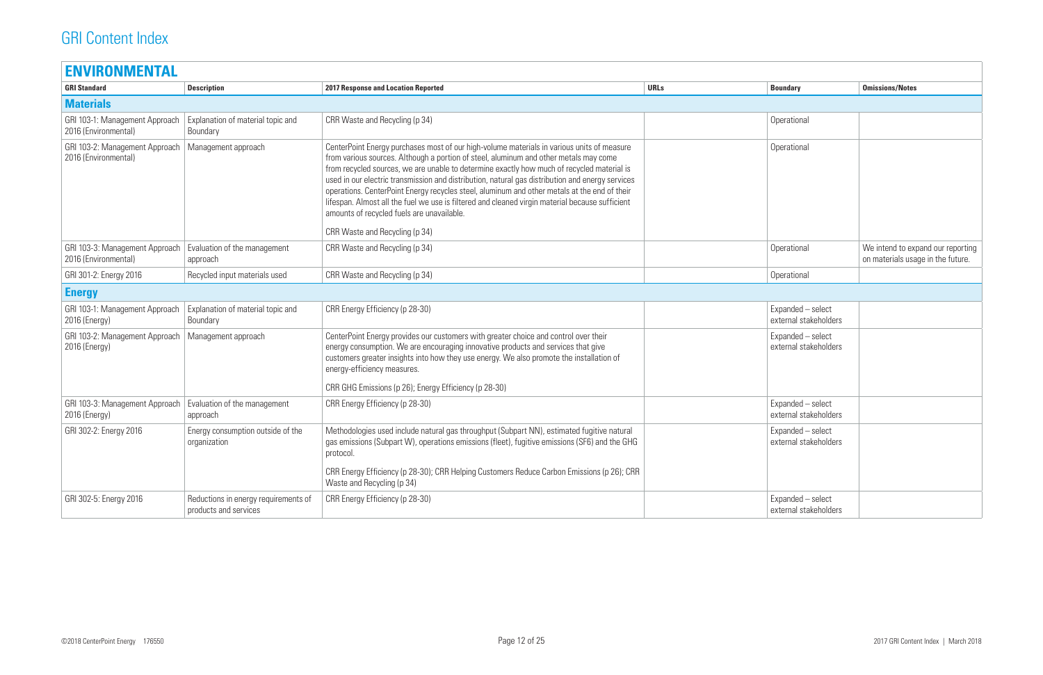# GRI Content Index

## ENVIRONMENTAL

| GRI Standard | Description | 2017 Response and Location Reported | URLs | Boundary | Omissions/Notes |
|---|---|---|---|---|---|
| **Materials** | | | | | |
| GRI 103-1: Management Approach 2016 (Environmental) | Explanation of material topic and Boundary | CRR Waste and Recycling (p 34) | | Operational | |
| GRI 103-2: Management Approach 2016 (Environmental) | Management approach | CenterPoint Energy purchases most of our high-volume materials in various units of measure from various sources. Although a portion of steel, aluminum and other metals may come from recycled sources, we are unable to determine exactly how much of recycled material is used in our electric transmission and distribution, natural gas distribution and energy services operations. CenterPoint Energy recycles steel, aluminum and other metals at the end of their lifespan. Almost all the fuel we use is filtered and cleaned virgin material because sufficient amounts of recycled fuels are unavailable.<br><br>CRR Waste and Recycling (p 34) | | Operational | |
| GRI 103-3: Management Approach 2016 (Environmental) | Evaluation of the management approach | CRR Waste and Recycling (p 34) | | Operational | We intend to expand our reporting on materials usage in the future. |
| GRI 301-2: Energy 2016 | Recycled input materials used | CRR Waste and Recycling (p 34) | | Operational | |
| **Energy** | | | | | |
| GRI 103-1: Management Approach 2016 (Energy) | Explanation of material topic and Boundary | CRR Energy Efficiency (p 28-30) | | Expanded – select external stakeholders | |
| GRI 103-2: Management Approach 2016 (Energy) | Management approach | CenterPoint Energy provides our customers with greater choice and control over their energy consumption. We are encouraging innovative products and services that give customers greater insights into how they use energy. We also promote the installation of energy-efficiency measures.<br><br>CRR GHG Emissions (p 26); Energy Efficiency (p 28-30) | | Expanded – select external stakeholders | |
| GRI 103-3: Management Approach 2016 (Energy) | Evaluation of the management approach | CRR Energy Efficiency (p 28-30) | | Expanded – select external stakeholders | |
| GRI 302-2: Energy 2016 | Energy consumption outside of the organization | Methodologies used include natural gas throughput (Subpart NN), estimated fugitive natural gas emissions (Subpart W), operations emissions (fleet), fugitive emissions (SF6) and the GHG protocol.<br><br>CRR Energy Efficiency (p 28-30); CRR Helping Customers Reduce Carbon Emissions (p 26); CRR Waste and Recycling (p 34) | | Expanded – select external stakeholders | |
| GRI 302-5: Energy 2016 | Reductions in energy requirements of products and services | CRR Energy Efficiency (p 28-30) | | Expanded – select external stakeholders | |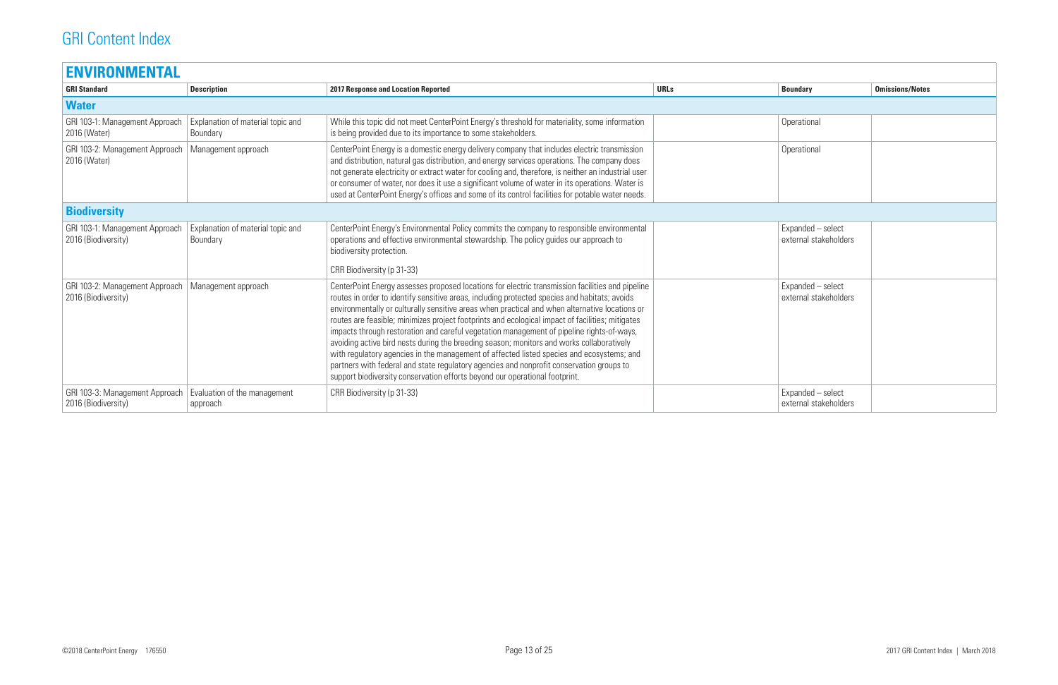# GRI Content Index

## ENVIRONMENTAL

| GRI Standard | Description | 2017 Response and Location Reported | URLs | Boundary | Omissions/Notes |
|---|---|---|---|---|---|
| **Water** | | | | | |
| GRI 103-1: Management Approach 2016 (Water) | Explanation of material topic and Boundary | While this topic did not meet CenterPoint Energy's threshold for materiality, some information is being provided due to its importance to some stakeholders. | | Operational | |
| GRI 103-2: Management Approach 2016 (Water) | Management approach | CenterPoint Energy is a domestic energy delivery company that includes electric transmission and distribution, natural gas distribution, and energy services operations. The company does not generate electricity or extract water for cooling and, therefore, is neither an industrial user or consumer of water, nor does it use a significant volume of water in its operations. Water is used at CenterPoint Energy's offices and some of its control facilities for potable water needs. | | Operational | |
| **Biodiversity** | | | | | |
| GRI 103-1: Management Approach 2016 (Biodiversity) | Explanation of material topic and Boundary | CenterPoint Energy's Environmental Policy commits the company to responsible environmental operations and effective environmental stewardship. The policy guides our approach to biodiversity protection.<br><br>CRR Biodiversity (p 31-33) | | Expanded – select external stakeholders | |
| GRI 103-2: Management Approach 2016 (Biodiversity) | Management approach | CenterPoint Energy assesses proposed locations for electric transmission facilities and pipeline routes in order to identify sensitive areas, including protected species and habitats; avoids environmentally or culturally sensitive areas when practical and when alternative locations or routes are feasible; minimizes project footprints and ecological impact of facilities; mitigates impacts through restoration and careful vegetation management of pipeline rights-of-ways, avoiding active bird nests during the breeding season; monitors and works collaboratively with regulatory agencies in the management of affected listed species and ecosystems; and partners with federal and state regulatory agencies and nonprofit conservation groups to support biodiversity conservation efforts beyond our operational footprint. | | Expanded – select external stakeholders | |
| GRI 103-3: Management Approach 2016 (Biodiversity) | Evaluation of the management approach | CRR Biodiversity (p 31-33) | | Expanded – select external stakeholders | |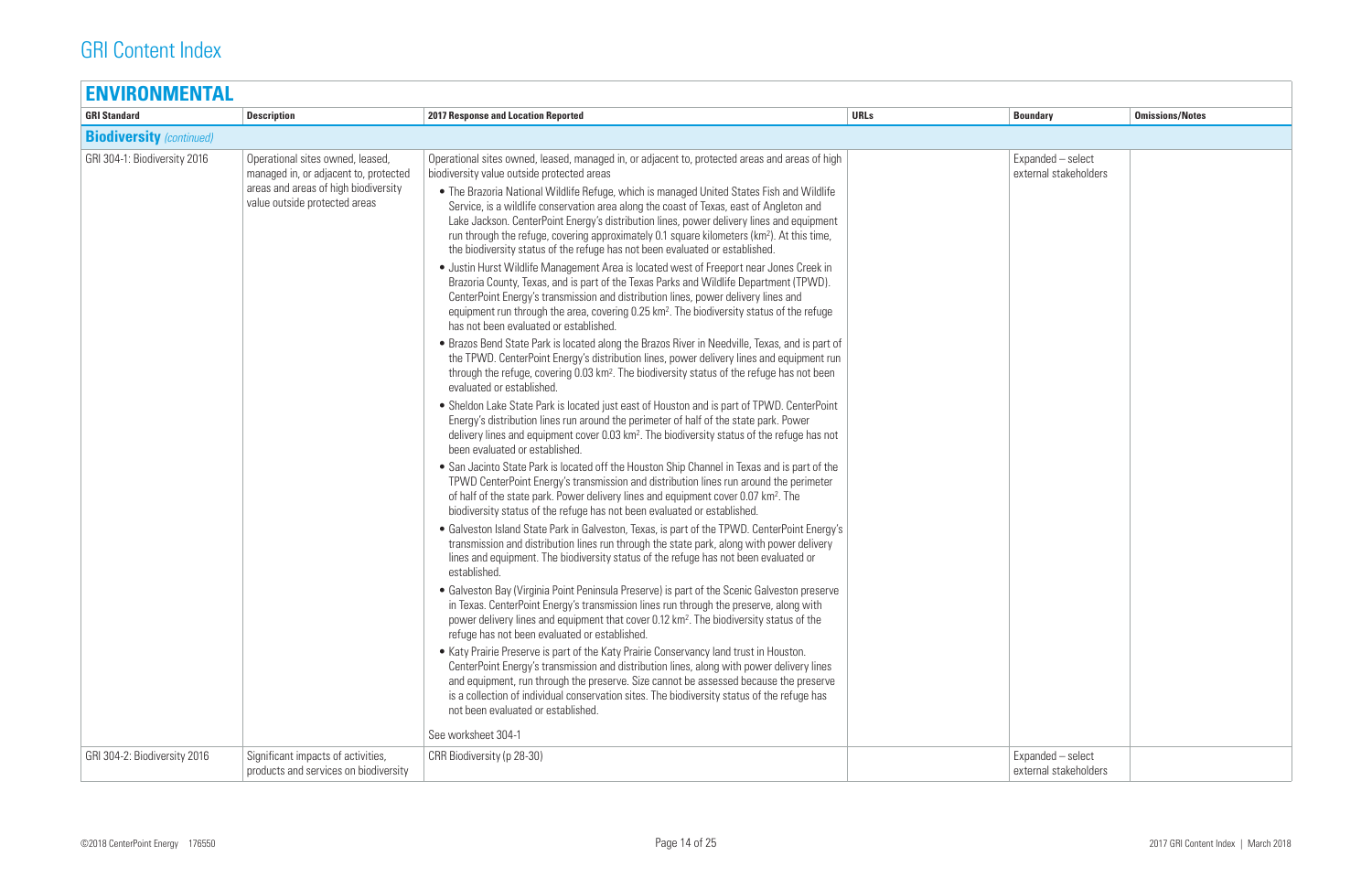# GRI Content Index

## ENVIRONMENTAL

| GRI Standard | Description | 2017 Response and Location Reported | URLs | Boundary | Omissions/Notes |
|---|---|---|---|---|---|
| **Biodiversity** *(continued)* | | | | | |
| GRI 304-1: Biodiversity 2016 | Operational sites owned, leased, managed in, or adjacent to, protected areas and areas of high biodiversity value outside protected areas | Operational sites owned, leased, managed in, or adjacent to, protected areas and areas of high biodiversity value outside protected areas<br>• The Brazoria National Wildlife Refuge, which is managed United States Fish and Wildlife Service, is a wildlife conservation area along the coast of Texas, east of Angleton and Lake Jackson. CenterPoint Energy's distribution lines, power delivery lines and equipment run through the refuge, covering approximately 0.1 square kilometers ($km^2$). At this time, the biodiversity status of the refuge has not been evaluated or established.<br>• Justin Hurst Wildlife Management Area is located west of Freeport near Jones Creek in Brazoria County, Texas, and is part of the Texas Parks and Wildlife Department (TPWD). CenterPoint Energy's transmission and distribution lines, power delivery lines and equipment run through the area, covering 0.25 $km^2$. The biodiversity status of the refuge has not been evaluated or established.<br>• Brazos Bend State Park is located along the Brazos River in Needville, Texas, and is part of the TPWD. CenterPoint Energy's distribution lines, power delivery lines and equipment run through the refuge, covering 0.03 $km^2$. The biodiversity status of the refuge has not been evaluated or established.<br>• Sheldon Lake State Park is located just east of Houston and is part of TPWD. CenterPoint Energy's distribution lines run around the perimeter of half of the state park. Power delivery lines and equipment cover 0.03 $km^2$. The biodiversity status of the refuge has not been evaluated or established.<br>• San Jacinto State Park is located off the Houston Ship Channel in Texas and is part of the TPWD CenterPoint Energy's transmission and distribution lines run around the perimeter of half of the state park. Power delivery lines and equipment cover 0.07 $km^2$. The biodiversity status of the refuge has not been evaluated or established.<br>• Galveston Island State Park in Galveston, Texas, is part of the TPWD. CenterPoint Energy's transmission and distribution lines run through the state park, along with power delivery lines and equipment. The biodiversity status of the refuge has not been evaluated or established.<br>• Galveston Bay (Virginia Point Peninsula Preserve) is part of the Scenic Galveston preserve in Texas. CenterPoint Energy's transmission lines run through the preserve, along with power delivery lines and equipment that cover 0.12 $km^2$. The biodiversity status of the refuge has not been evaluated or established.<br>• Katy Prairie Preserve is part of the Katy Prairie Conservancy land trust in Houston. CenterPoint Energy's transmission and distribution lines, along with power delivery lines and equipment, run through the preserve. Size cannot be assessed because the preserve is a collection of individual conservation sites. The biodiversity status of the refuge has not been evaluated or established.<br>See worksheet 304-1 | | Expanded – select external stakeholders | |
| GRI 304-2: Biodiversity 2016 | Significant impacts of activities, products and services on biodiversity | CRR Biodiversity (p 28-30) | | Expanded – select external stakeholders | |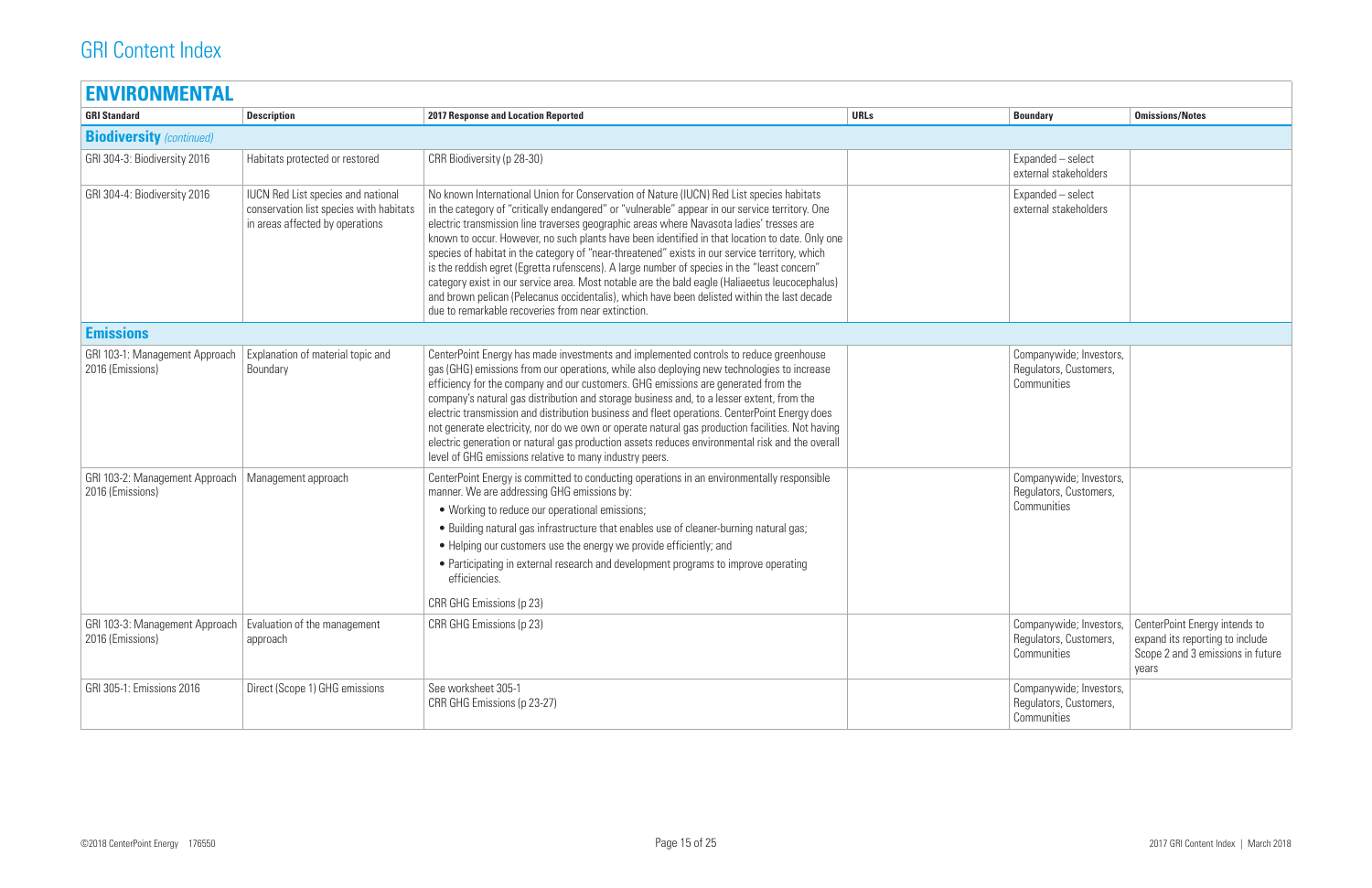# GRI Content Index

## ENVIRONMENTAL

| GRI Standard | Description | 2017 Response and Location Reported | URLs | Boundary | Omissions/Notes |
|---|---|---|---|---|---|
| **Biodiversity** *(continued)* | | | | | |
| GRI 304-3: Biodiversity 2016 | Habitats protected or restored | CRR Biodiversity (p 28-30) | | Expanded – select external stakeholders | |
| GRI 304-4: Biodiversity 2016 | IUCN Red List species and national conservation list species with habitats in areas affected by operations | No known International Union for Conservation of Nature (IUCN) Red List species habitats in the category of "critically endangered" or "vulnerable" appear in our service territory. One electric transmission line traverses geographic areas where Navasota ladies' tresses are known to occur. However, no such plants have been identified in that location to date. Only one species of habitat in the category of "near-threatened" exists in our service territory, which is the reddish egret (Egretta rufenscens). A large number of species in the "least concern" category exist in our service area. Most notable are the bald eagle (Haliaeetus leucocephalus) and brown pelican (Pelecanus occidentalis), which have been delisted within the last decade due to remarkable recoveries from near extinction. | | Expanded – select external stakeholders | |
| **Emissions** | | | | | |
| GRI 103-1: Management Approach 2016 (Emissions) | Explanation of material topic and Boundary | CenterPoint Energy has made investments and implemented controls to reduce greenhouse gas (GHG) emissions from our operations, while also deploying new technologies to increase efficiency for the company and our customers. GHG emissions are generated from the company's natural gas distribution and storage business and, to a lesser extent, from the electric transmission and distribution business and fleet operations. CenterPoint Energy does not generate electricity, nor do we own or operate natural gas production facilities. Not having electric generation or natural gas production assets reduces environmental risk and the overall level of GHG emissions relative to many industry peers. | | Companywide; Investors, Regulators, Customers, Communities | |
| GRI 103-2: Management Approach 2016 (Emissions) | Management approach | CenterPoint Energy is committed to conducting operations in an environmentally responsible manner. We are addressing GHG emissions by:<br>• Working to reduce our operational emissions;<br>• Building natural gas infrastructure that enables use of cleaner-burning natural gas;<br>• Helping our customers use the energy we provide efficiently; and<br>• Participating in external research and development programs to improve operating efficiencies.<br>CRR GHG Emissions (p 23) | | Companywide; Investors, Regulators, Customers, Communities | |
| GRI 103-3: Management Approach 2016 (Emissions) | Evaluation of the management approach | CRR GHG Emissions (p 23) | | Companywide; Investors, Regulators, Customers, Communities | CenterPoint Energy intends to expand its reporting to include Scope 2 and 3 emissions in future years |
| GRI 305-1: Emissions 2016 | Direct (Scope 1) GHG emissions | See worksheet 305-1<br>CRR GHG Emissions (p 23-27) | | Companywide; Investors, Regulators, Customers, Communities | |

©2018 CenterPoint Energy 176550 | 2017 GRI Content Index | March 2018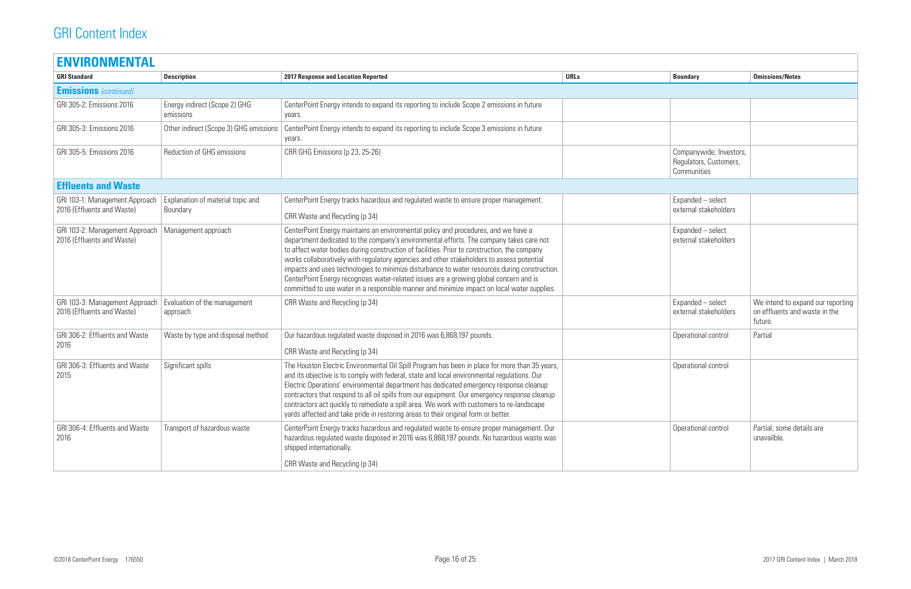# GRI Content Index

## ENVIRONMENTAL

| GRI Standard | Description | 2017 Response and Location Reported | URLs | Boundary | Omissions/Notes |
|---|---|---|---|---|---|
| **Emissions** *(continued)* | | | | | |
| GRI 305-2: Emissions 2016 | Energy indirect (Scope 2) GHG emissions | CenterPoint Energy intends to expand its reporting to include Scope 2 emissions in future years. | | | |
| GRI 305-3: Emissions 2016 | Other indirect (Scope 3) GHG emissions | CenterPoint Energy intends to expand its reporting to include Scope 3 emissions in future years. | | | |
| GRI 305-5: Emissions 2016 | Reduction of GHG emissions | CRR GHG Emissions (p 23, 25-26) | | Companywide; Investors, Regulators, Customers, Communities | |
| **Effluents and Waste** | | | | | |
| GRI 103-1: Management Approach 2016 (Effluents and Waste) | Explanation of material topic and Boundary | CenterPoint Energy tracks hazardous and regulated waste to ensure proper management.<br><br>CRR Waste and Recycling (p 34) | | Expanded – select external stakeholders | |
| GRI 103-2: Management Approach 2016 (Effluents and Waste) | Management approach | CenterPoint Energy maintains an environmental policy and procedures, and we have a department dedicated to the company's environmental efforts. The company takes care not to affect water bodies during construction of facilities. Prior to construction, the company works collaboratively with regulatory agencies and other stakeholders to assess potential impacts and uses technologies to minimize disturbance to water resources during construction. CenterPoint Energy recognizes water-related issues are a growing global concern and is committed to use water in a responsible manner and minimize impact on local water supplies. | | Expanded – select external stakeholders | |
| GRI 103-3: Management Approach 2016 (Effluents and Waste) | Evaluation of the management approach | CRR Waste and Recycling (p 34) | | Expanded – select external stakeholders | We intend to expand our reporting on effluents and waste in the future. |
| GRI 306-2: Effluents and Waste 2016 | Waste by type and disposal method | Our hazardous regulated waste disposed in 2016 was 6,868,197 pounds.<br><br>CRR Waste and Recycling (p 34) | | Operational control | Partial |
| GRI 306-3: Effluents and Waste 2015 | Significant spills | The Houston Electric Environmental Oil Spill Program has been in place for more than 35 years, and its objective is to comply with federal, state and local environmental regulations. Our Electric Operations' environmental department has dedicated emergency response cleanup contractors that respond to all oil spills from our equipment. Our emergency response cleanup contractors act quickly to remediate a spill area. We work with customers to re-landscape yards affected and take pride in restoring areas to their original form or better. | | Operational control | |
| GRI 306-4: Effluents and Waste 2016 | Transport of hazardous waste | CenterPoint Energy tracks hazardous and regulated waste to ensure proper management. Our hazardous regulated waste disposed in 2016 was 6,868,197 pounds. No hazardous waste was shipped internationally.<br><br>CRR Waste and Recycling (p 34) | | Operational control | Partial; some details are unavailble. |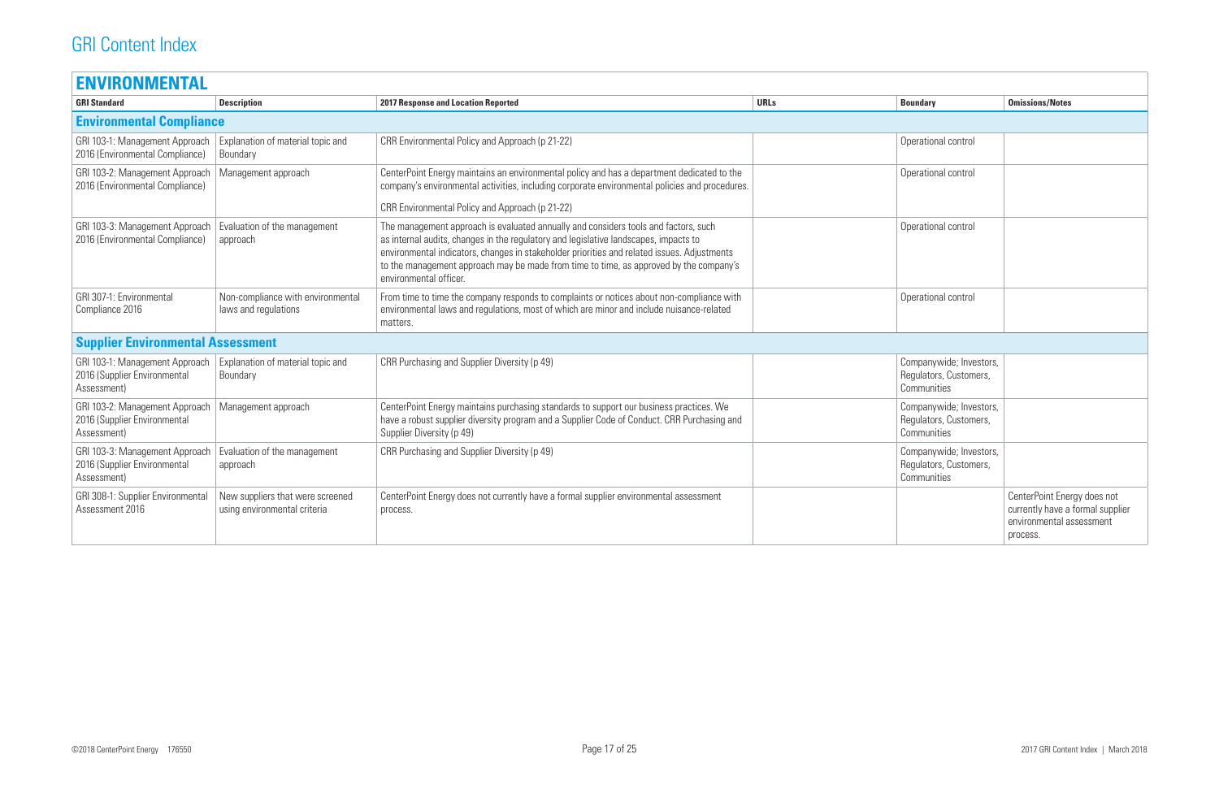# GRI Content Index

## ENVIRONMENTAL

| GRI Standard | Description | 2017 Response and Location Reported | URLs | Boundary | Omissions/Notes |
|---|---|---|---|---|---|
| **Environmental Compliance** | | | | | |
| GRI 103-1: Management Approach 2016 (Environmental Compliance) | Explanation of material topic and Boundary | CRR Environmental Policy and Approach (p 21-22) | | Operational control | |
| GRI 103-2: Management Approach 2016 (Environmental Compliance) | Management approach | CenterPoint Energy maintains an environmental policy and has a department dedicated to the company's environmental activities, including corporate environmental policies and procedures. CRR Environmental Policy and Approach (p 21-22) | | Operational control | |
| GRI 103-3: Management Approach 2016 (Environmental Compliance) | Evaluation of the management approach | The management approach is evaluated annually and considers tools and factors, such as internal audits, changes in the regulatory and legislative landscapes, impacts to environmental indicators, changes in stakeholder priorities and related issues. Adjustments to the management approach may be made from time to time, as approved by the company's environmental officer. | | Operational control | |
| GRI 307-1: Environmental Compliance 2016 | Non-compliance with environmental laws and regulations | From time to time the company responds to complaints or notices about non-compliance with environmental laws and regulations, most of which are minor and include nuisance-related matters. | | Operational control | |
| **Supplier Environmental Assessment** | | | | | |
| GRI 103-1: Management Approach 2016 (Supplier Environmental Assessment) | Explanation of material topic and Boundary | CRR Purchasing and Supplier Diversity (p 49) | | Companywide; Investors, Regulators, Customers, Communities | |
| GRI 103-2: Management Approach 2016 (Supplier Environmental Assessment) | Management approach | CenterPoint Energy maintains purchasing standards to support our business practices. We have a robust supplier diversity program and a Supplier Code of Conduct. CRR Purchasing and Supplier Diversity (p 49) | | Companywide; Investors, Regulators, Customers, Communities | |
| GRI 103-3: Management Approach 2016 (Supplier Environmental Assessment) | Evaluation of the management approach | CRR Purchasing and Supplier Diversity (p 49) | | Companywide; Investors, Regulators, Customers, Communities | |
| GRI 308-1: Supplier Environmental Assessment 2016 | New suppliers that were screened using environmental criteria | CenterPoint Energy does not currently have a formal supplier environmental assessment process. | | | CenterPoint Energy does not currently have a formal supplier environmental assessment process. |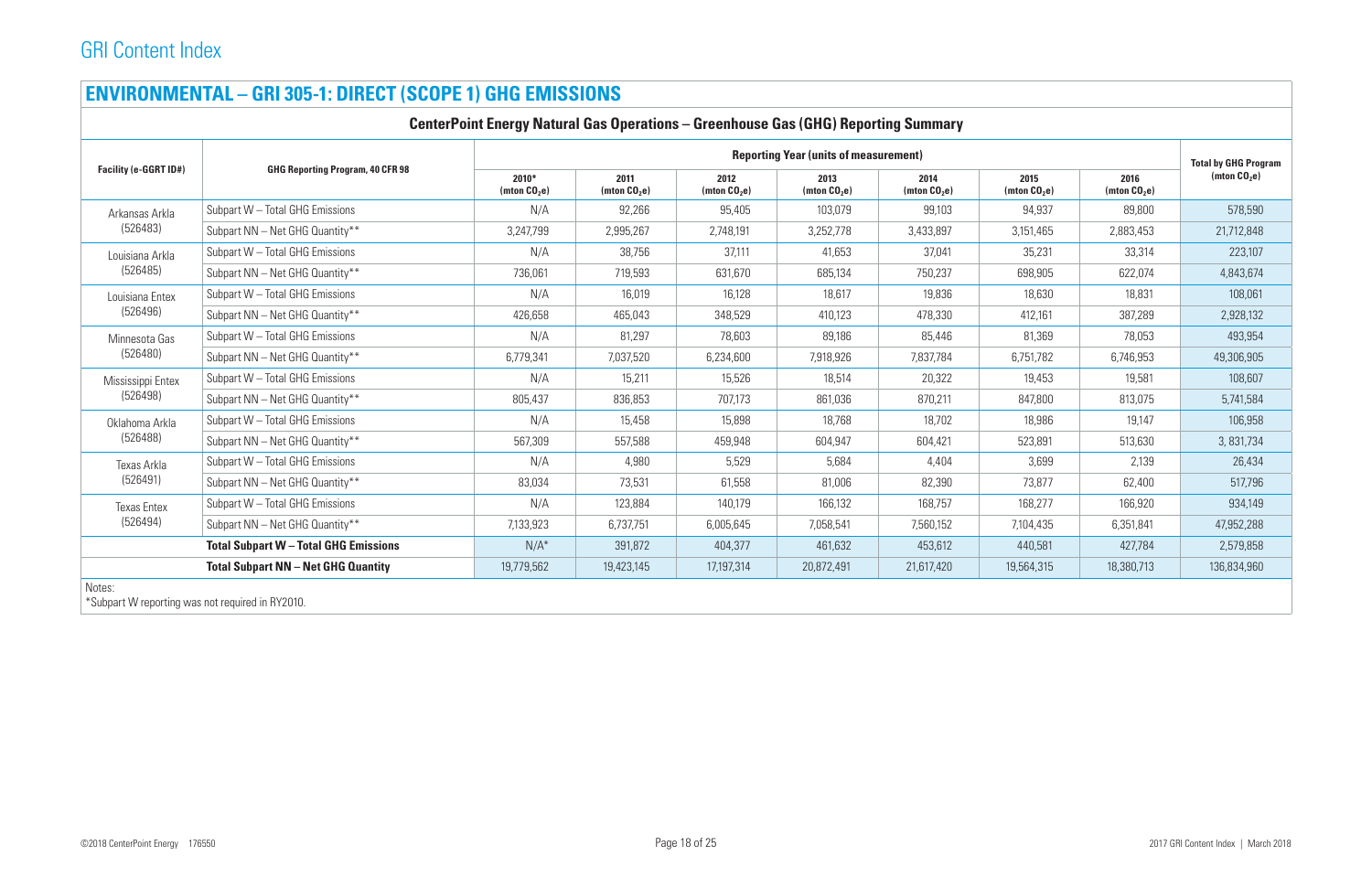# GRI Content Index

## ENVIRONMENTAL – GRI 305-1: DIRECT (SCOPE 1) GHG EMISSIONS

### CenterPoint Energy Natural Gas Operations – Greenhouse Gas (GHG) Reporting Summary

| Facility (e-GGRT ID#) | GHG Reporting Program, 40 CFR 98 | Reporting Year (units of measurement) | | | | | | | Total by GHG Program (mton $CO_2e$) |
|---|---|---|---|---|---|---|---|---|---|
| | | 2010* (mton $CO_2e$) | 2011 (mton $CO_2e$) | 2012 (mton $CO_2e$) | 2013 (mton $CO_2e$) | 2014 (mton $CO_2e$) | 2015 (mton $CO_2e$) | 2016 (mton $CO_2e$) | |
| Arkansas Arkla (526483) | Subpart W – Total GHG Emissions | N/A | 92,266 | 95,405 | 103,079 | 99,103 | 94,937 | 89,800 | 578,590 |
| | Subpart NN – Net GHG Quantity** | 3,247,799 | 2,995,267 | 2,748,191 | 3,252,778 | 3,433,897 | 3,151,465 | 2,883,453 | 21,712,848 |
| Louisiana Arkla (526485) | Subpart W – Total GHG Emissions | N/A | 38,756 | 37,111 | 41,653 | 37,041 | 35,231 | 33,314 | 223,107 |
| | Subpart NN – Net GHG Quantity** | 736,061 | 719,593 | 631,670 | 685,134 | 750,237 | 698,905 | 622,074 | 4,843,674 |
| Louisiana Entex (526496) | Subpart W – Total GHG Emissions | N/A | 16,019 | 16,128 | 18,617 | 19,836 | 18,630 | 18,831 | 108,061 |
| | Subpart NN – Net GHG Quantity** | 426,658 | 465,043 | 348,529 | 410,123 | 478,330 | 412,161 | 387,289 | 2,928,132 |
| Minnesota Gas (526480) | Subpart W – Total GHG Emissions | N/A | 81,297 | 78,603 | 89,186 | 85,446 | 81,369 | 78,053 | 493,954 |
| | Subpart NN – Net GHG Quantity** | 6,779,341 | 7,037,520 | 6,234,600 | 7,918,926 | 7,837,784 | 6,751,782 | 6,746,953 | 49,306,905 |
| Mississippi Entex (526498) | Subpart W – Total GHG Emissions | N/A | 15,211 | 15,526 | 18,514 | 20,322 | 19,453 | 19,581 | 108,607 |
| | Subpart NN – Net GHG Quantity** | 805,437 | 836,853 | 707,173 | 861,036 | 870,211 | 847,800 | 813,075 | 5,741,584 |
| Oklahoma Arkla (526488) | Subpart W – Total GHG Emissions | N/A | 15,458 | 15,898 | 18,768 | 18,702 | 18,986 | 19,147 | 106,958 |
| | Subpart NN – Net GHG Quantity** | 567,309 | 557,588 | 459,948 | 604,947 | 604,421 | 523,891 | 513,630 | 3, 831,734 |
| Texas Arkla (526491) | Subpart W – Total GHG Emissions | N/A | 4,980 | 5,529 | 5,684 | 4,404 | 3,699 | 2,139 | 26,434 |
| | Subpart NN – Net GHG Quantity** | 83,034 | 73,531 | 61,558 | 81,006 | 82,390 | 73,877 | 62,400 | 517,796 |
| Texas Entex (526494) | Subpart W – Total GHG Emissions | N/A | 123,884 | 140,179 | 166,132 | 168,757 | 168,277 | 166,920 | 934,149 |
| | Subpart NN – Net GHG Quantity** | 7,133,923 | 6,737,751 | 6,005,645 | 7,058,541 | 7,560,152 | 7,104,435 | 6,351,841 | 47,952,288 |
| | **Total Subpart W – Total GHG Emissions** | N/A* | 391,872 | 404,377 | 461,632 | 453,612 | 440,581 | 427,784 | 2,579,858 |
| | **Total Subpart NN – Net GHG Quantity** | 19,779,562 | 19,423,145 | 17,197,314 | 20,872,491 | 21,617,420 | 19,564,315 | 18,380,713 | 136,834,960 |

Notes:

*Subpart W reporting was not required in RY2010.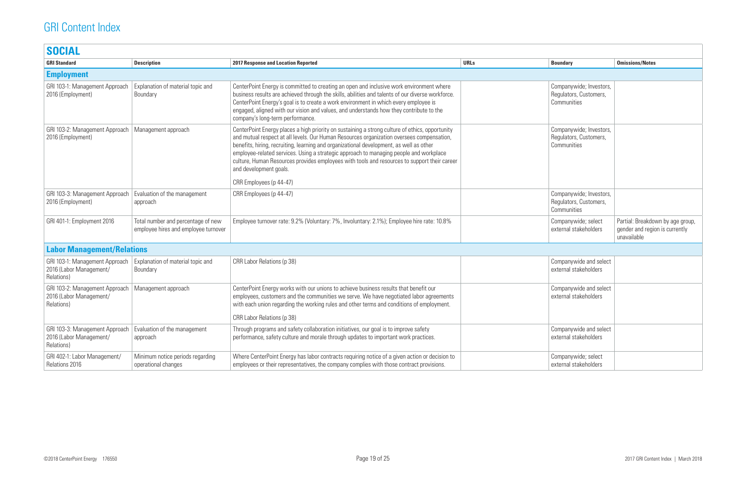# GRI Content Index

## SOCIAL

| GRI Standard | Description | 2017 Response and Location Reported | URLs | Boundary | Omissions/Notes |
|---|---|---|---|---|---|
| **Employment** | | | | | |
| GRI 103-1: Management Approach 2016 (Employment) | Explanation of material topic and Boundary | CenterPoint Energy is committed to creating an open and inclusive work environment where business results are achieved through the skills, abilities and talents of our diverse workforce. CenterPoint Energy's goal is to create a work environment in which every employee is engaged, aligned with our vision and values, and understands how they contribute to the company's long-term performance. | | Companywide; Investors, Regulators, Customers, Communities | |
| GRI 103-2: Management Approach 2016 (Employment) | Management approach | CenterPoint Energy places a high priority on sustaining a strong culture of ethics, opportunity and mutual respect at all levels. Our Human Resources organization oversees compensation, benefits, hiring, recruiting, learning and organizational development, as well as other employee-related services. Using a strategic approach to managing people and workplace culture, Human Resources provides employees with tools and resources to support their career and development goals.<br><br>CRR Employees (p 44-47) | | Companywide; Investors, Regulators, Customers, Communities | |
| GRI 103-3: Management Approach 2016 (Employment) | Evaluation of the management approach | CRR Employees (p 44-47) | | Companywide; Investors, Regulators, Customers, Communities | |
| GRI 401-1: Employment 2016 | Total number and percentage of new employee hires and employee turnover | Employee turnover rate: 9.2% (Voluntary: 7%, Involuntary: 2.1%); Employee hire rate: 10.8% | | Companywide; select external stakeholders | Partial: Breakdown by age group, gender and region is currently unavailable |
| **Labor Management/Relations** | | | | | |
| GRI 103-1: Management Approach 2016 (Labor Management/ Relations) | Explanation of material topic and Boundary | CRR Labor Relations (p 38) | | Companywide and select external stakeholders | |
| GRI 103-2: Management Approach 2016 (Labor Management/ Relations) | Management approach | CenterPoint Energy works with our unions to achieve business results that benefit our employees, customers and the communities we serve. We have negotiated labor agreements with each union regarding the working rules and other terms and conditions of employment.<br><br>CRR Labor Relations (p 38) | | Companywide and select external stakeholders | |
| GRI 103-3: Management Approach 2016 (Labor Management/ Relations) | Evaluation of the management approach | Through programs and safety collaboration initiatives, our goal is to improve safety performance, safety culture and morale through updates to important work practices. | | Companywide and select external stakeholders | |
| GRI 402-1: Labor Management/ Relations 2016 | Minimum notice periods regarding operational changes | Where CenterPoint Energy has labor contracts requiring notice of a given action or decision to employees or their representatives, the company complies with those contract provisions. | | Companywide; select external stakeholders | |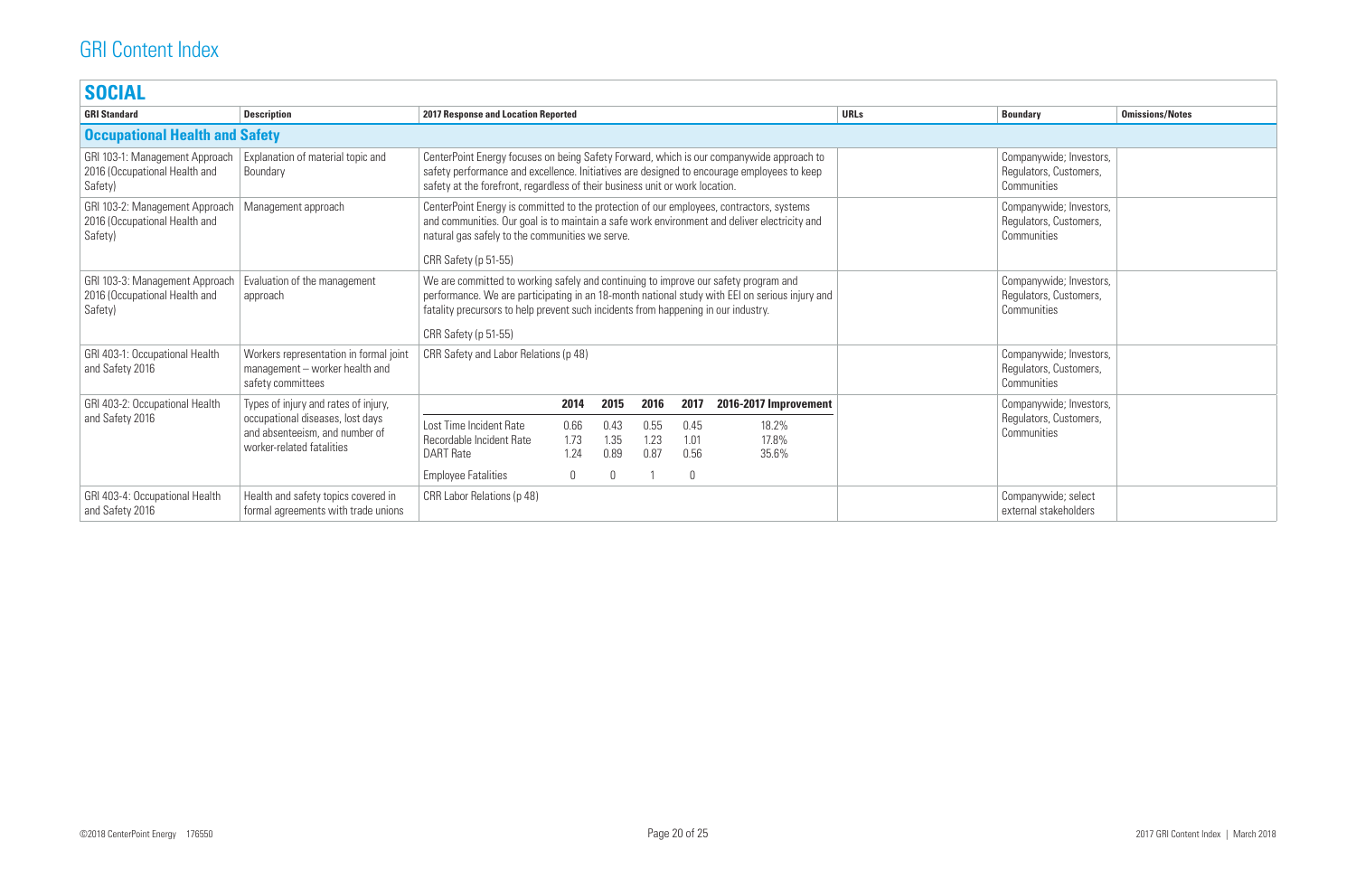# GRI Content Index

## SOCIAL

| GRI Standard | Description | 2017 Response and Location Reported | URLs | Boundary | Omissions/Notes |
|---|---|---|---|---|---|
| **Occupational Health and Safety** | | | | | |
| GRI 103-1: Management Approach 2016 (Occupational Health and Safety) | Explanation of material topic and Boundary | CenterPoint Energy focuses on being Safety Forward, which is our companywide approach to safety performance and excellence. Initiatives are designed to encourage employees to keep safety at the forefront, regardless of their business unit or work location. | | Companywide; Investors, Regulators, Customers, Communities | |
| GRI 103-2: Management Approach 2016 (Occupational Health and Safety) | Management approach | CenterPoint Energy is committed to the protection of our employees, contractors, systems and communities. Our goal is to maintain a safe work environment and deliver electricity and natural gas safely to the communities we serve.<br><br>CRR Safety (p 51-55) | | Companywide; Investors, Regulators, Customers, Communities | |
| GRI 103-3: Management Approach 2016 (Occupational Health and Safety) | Evaluation of the management approach | We are committed to working safely and continuing to improve our safety program and performance. We are participating in an 18-month national study with EEI on serious injury and fatality precursors to help prevent such incidents from happening in our industry.<br><br>CRR Safety (p 51-55) | | Companywide; Investors, Regulators, Customers, Communities | |
| GRI 403-1: Occupational Health and Safety 2016 | Workers representation in formal joint management – worker health and safety committees | CRR Safety and Labor Relations (p 48) | | Companywide; Investors, Regulators, Customers, Communities | |
| GRI 403-2: Occupational Health and Safety 2016 | Types of injury and rates of injury, occupational diseases, lost days and absenteeism, and number of worker-related fatalities | (see table below) | | Companywide; Investors, Regulators, Customers, Communities | |
| GRI 403-4: Occupational Health and Safety 2016 | Health and safety topics covered in formal agreements with trade unions | CRR Labor Relations (p 48) | | Companywide; select external stakeholders | |

GRI 403-2 data:

| | 2014 | 2015 | 2016 | 2017 | 2016-2017 Improvement |
|---|---|---|---|---|---|
| Lost Time Incident Rate | 0.66 | 0.43 | 0.55 | 0.45 | 18.2% |
| Recordable Incident Rate | 1.73 | 1.35 | 1.23 | 1.01 | 17.8% |
| DART Rate | 1.24 | 0.89 | 0.87 | 0.56 | 35.6% |
| Employee Fatalities | 0 | 0 | 1 | 0 | |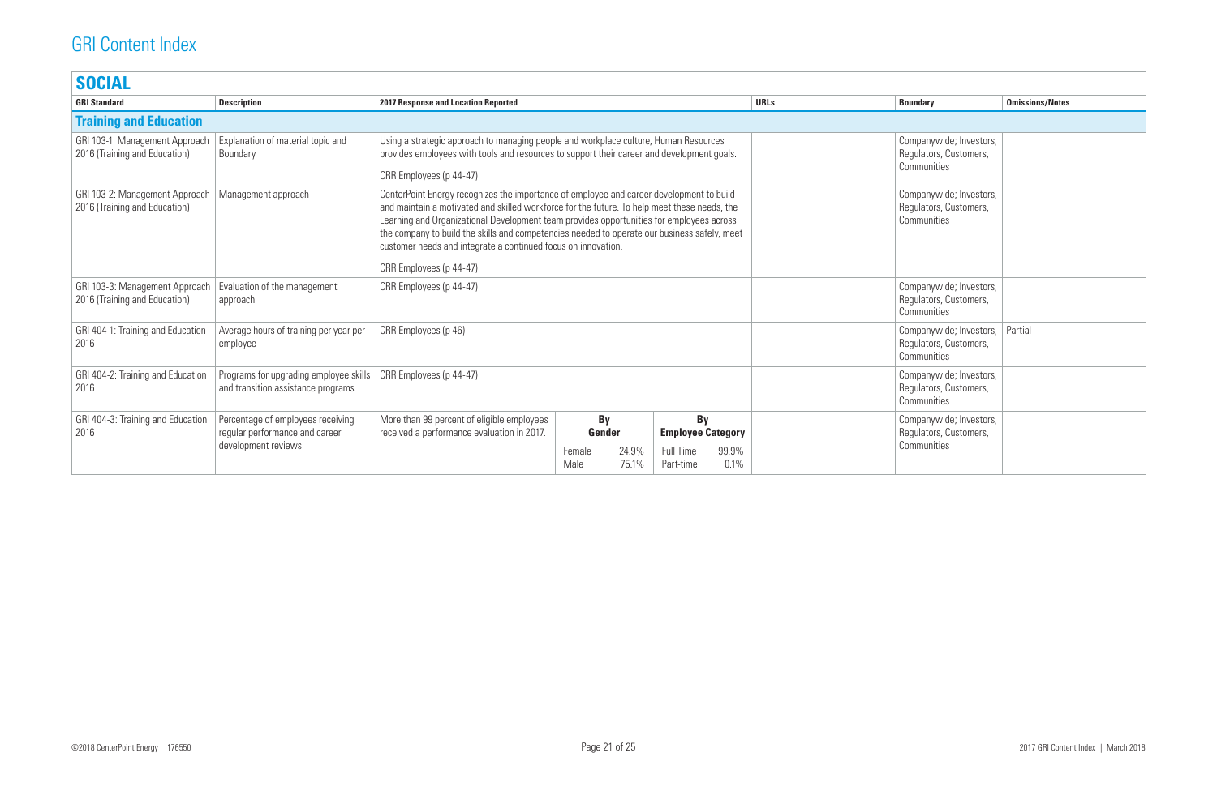# GRI Content Index

## SOCIAL

| GRI Standard | Description | 2017 Response and Location Reported | URLs | Boundary | Omissions/Notes |
|---|---|---|---|---|---|
| **Training and Education** | | | | | |
| GRI 103-1: Management Approach 2016 (Training and Education) | Explanation of material topic and Boundary | Using a strategic approach to managing people and workplace culture, Human Resources provides employees with tools and resources to support their career and development goals.<br><br>CRR Employees (p 44-47) | | Companywide; Investors, Regulators, Customers, Communities | |
| GRI 103-2: Management Approach 2016 (Training and Education) | Management approach | CenterPoint Energy recognizes the importance of employee and career development to build and maintain a motivated and skilled workforce for the future. To help meet these needs, the Learning and Organizational Development team provides opportunities for employees across the company to build the skills and competencies needed to operate our business safely, meet customer needs and integrate a continued focus on innovation.<br><br>CRR Employees (p 44-47) | | Companywide; Investors, Regulators, Customers, Communities | |
| GRI 103-3: Management Approach 2016 (Training and Education) | Evaluation of the management approach | CRR Employees (p 44-47) | | Companywide; Investors, Regulators, Customers, Communities | |
| GRI 404-1: Training and Education 2016 | Average hours of training per year per employee | CRR Employees (p 46) | | Companywide; Investors, Regulators, Customers, Communities | Partial |
| GRI 404-2: Training and Education 2016 | Programs for upgrading employee skills and transition assistance programs | CRR Employees (p 44-47) | | Companywide; Investors, Regulators, Customers, Communities | |
| GRI 404-3: Training and Education 2016 | Percentage of employees receiving regular performance and career development reviews | More than 99 percent of eligible employees received a performance evaluation in 2017.<br><br>**By Gender**<br>Female 24.9%<br>Male 75.1%<br><br>**By Employee Category**<br>Full Time 99.9%<br>Part-time 0.1% | | Companywide; Investors, Regulators, Customers, Communities | |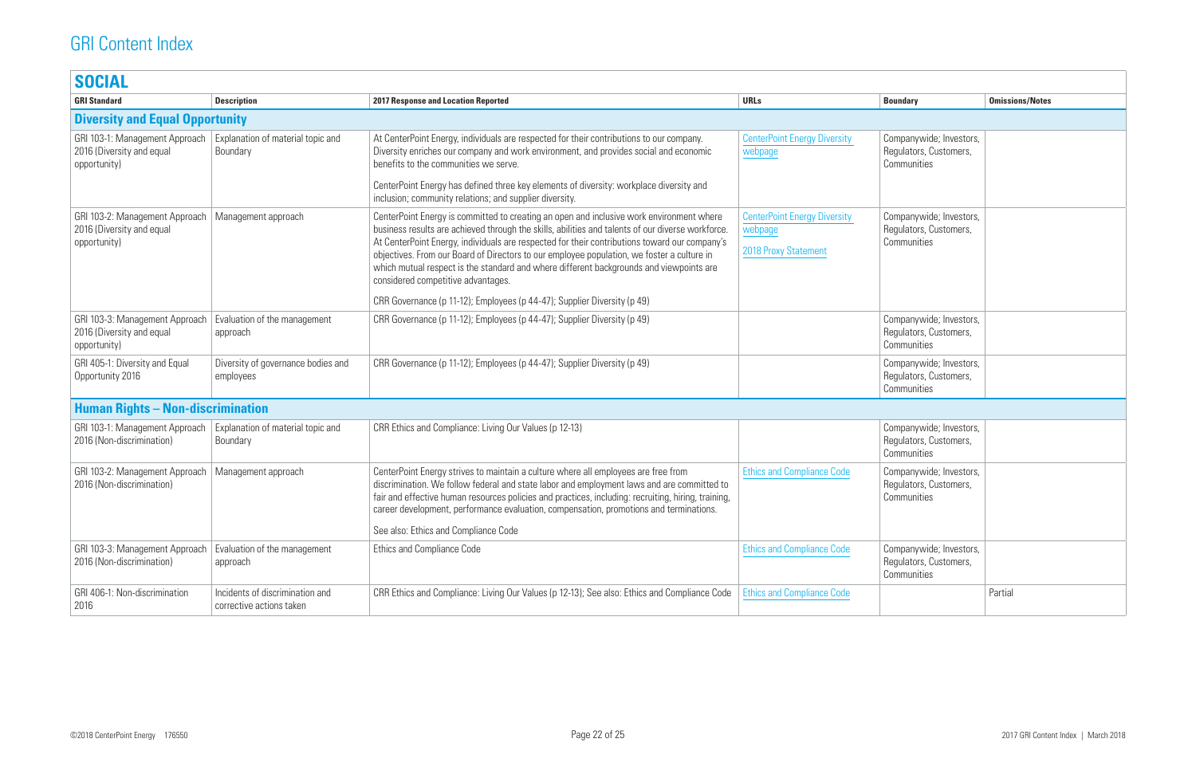# GRI Content Index

## SOCIAL

| GRI Standard | Description | 2017 Response and Location Reported | URLs | Boundary | Omissions/Notes |
|---|---|---|---|---|---|
| **Diversity and Equal Opportunity** | | | | | |
| GRI 103-1: Management Approach 2016 (Diversity and equal opportunity) | Explanation of material topic and Boundary | At CenterPoint Energy, individuals are respected for their contributions to our company. Diversity enriches our company and work environment, and provides social and economic benefits to the communities we serve.<br><br>CenterPoint Energy has defined three key elements of diversity: workplace diversity and inclusion; community relations; and supplier diversity. | CenterPoint Energy Diversity webpage | Companywide; Investors, Regulators, Customers, Communities | |
| GRI 103-2: Management Approach 2016 (Diversity and equal opportunity) | Management approach | CenterPoint Energy is committed to creating an open and inclusive work environment where business results are achieved through the skills, abilities and talents of our diverse workforce. At CenterPoint Energy, individuals are respected for their contributions toward our company's objectives. From our Board of Directors to our employee population, we foster a culture in which mutual respect is the standard and where different backgrounds and viewpoints are considered competitive advantages.<br><br>CRR Governance (p 11-12); Employees (p 44-47); Supplier Diversity (p 49) | CenterPoint Energy Diversity webpage<br><br>2018 Proxy Statement | Companywide; Investors, Regulators, Customers, Communities | |
| GRI 103-3: Management Approach 2016 (Diversity and equal opportunity) | Evaluation of the management approach | CRR Governance (p 11-12); Employees (p 44-47); Supplier Diversity (p 49) | | Companywide; Investors, Regulators, Customers, Communities | |
| GRI 405-1: Diversity and Equal Opportunity 2016 | Diversity of governance bodies and employees | CRR Governance (p 11-12); Employees (p 44-47); Supplier Diversity (p 49) | | Companywide; Investors, Regulators, Customers, Communities | |
| **Human Rights – Non-discrimination** | | | | | |
| GRI 103-1: Management Approach 2016 (Non-discrimination) | Explanation of material topic and Boundary | CRR Ethics and Compliance: Living Our Values (p 12-13) | | Companywide; Investors, Regulators, Customers, Communities | |
| GRI 103-2: Management Approach 2016 (Non-discrimination) | Management approach | CenterPoint Energy strives to maintain a culture where all employees are free from discrimination. We follow federal and state labor and employment laws and are committed to fair and effective human resources policies and practices, including: recruiting, hiring, training, career development, performance evaluation, compensation, promotions and terminations.<br><br>See also: Ethics and Compliance Code | Ethics and Compliance Code | Companywide; Investors, Regulators, Customers, Communities | |
| GRI 103-3: Management Approach 2016 (Non-discrimination) | Evaluation of the management approach | Ethics and Compliance Code | Ethics and Compliance Code | Companywide; Investors, Regulators, Customers, Communities | |
| GRI 406-1: Non-discrimination 2016 | Incidents of discrimination and corrective actions taken | CRR Ethics and Compliance: Living Our Values (p 12-13); See also: Ethics and Compliance Code | Ethics and Compliance Code | | Partial |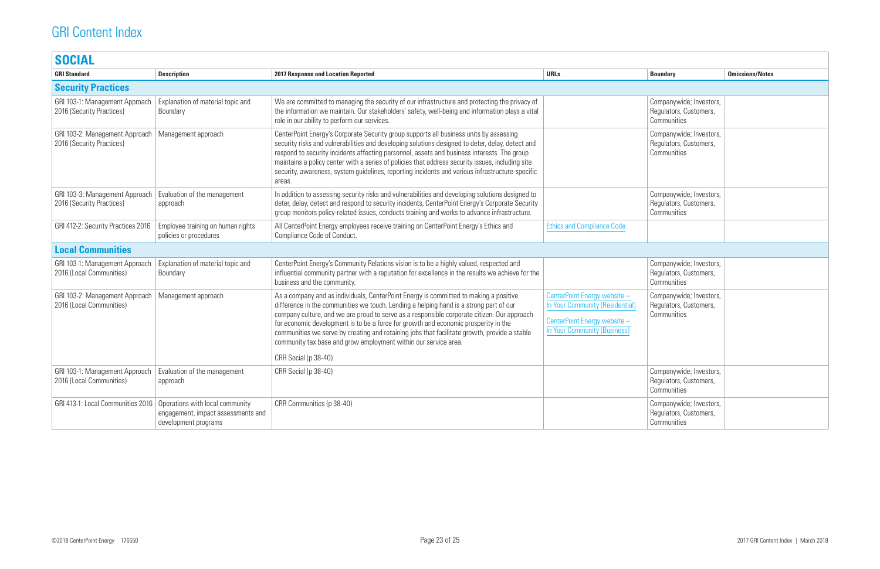# GRI Content Index

## SOCIAL

| GRI Standard | Description | 2017 Response and Location Reported | URLs | Boundary | Omissions/Notes |
|---|---|---|---|---|---|
| **Security Practices** | | | | | |
| GRI 103-1: Management Approach 2016 (Security Practices) | Explanation of material topic and Boundary | We are committed to managing the security of our infrastructure and protecting the privacy of the information we maintain. Our stakeholders' safety, well-being and information plays a vital role in our ability to perform our services. | | Companywide; Investors, Regulators, Customers, Communities | |
| GRI 103-2: Management Approach 2016 (Security Practices) | Management approach | CenterPoint Energy's Corporate Security group supports all business units by assessing security risks and vulnerabilities and developing solutions designed to deter, delay, detect and respond to security incidents affecting personnel, assets and business interests. The group maintains a policy center with a series of policies that address security issues, including site security, awareness, system guidelines, reporting incidents and various infrastructure-specific areas. | | Companywide; Investors, Regulators, Customers, Communities | |
| GRI 103-3: Management Approach 2016 (Security Practices) | Evaluation of the management approach | In addition to assessing security risks and vulnerabilities and developing solutions designed to deter, delay, detect and respond to security incidents, CenterPoint Energy's Corporate Security group monitors policy-related issues, conducts training and works to advance infrastructure. | | Companywide; Investors, Regulators, Customers, Communities | |
| GRI 412-2: Security Practices 2016 | Employee training on human rights policies or procedures | All CenterPoint Energy employees receive training on CenterPoint Energy's Ethics and Compliance Code of Conduct. | Ethics and Compliance Code | | |
| **Local Communities** | | | | | |
| GRI 103-1: Management Approach 2016 (Local Communities) | Explanation of material topic and Boundary | CenterPoint Energy's Community Relations vision is to be a highly valued, respected and influential community partner with a reputation for excellence in the results we achieve for the business and the community. | | Companywide; Investors, Regulators, Customers, Communities | |
| GRI 103-2: Management Approach 2016 (Local Communities) | Management approach | As a company and as individuals, CenterPoint Energy is committed to making a positive difference in the communities we touch. Lending a helping hand is a strong part of our company culture, and we are proud to serve as a responsible corporate citizen. Our approach for economic development is to be a force for growth and economic prosperity in the communities we serve by creating and retaining jobs that facilitate growth, provide a stable community tax base and grow employment within our service area.<br><br>CRR Social (p 38-40) | CenterPoint Energy website – In Your Community (Residential)<br><br>CenterPoint Energy website – In Your Community (Business) | Companywide; Investors, Regulators, Customers, Communities | |
| GRI 103-1: Management Approach 2016 (Local Communities) | Evaluation of the management approach | CRR Social (p 38-40) | | Companywide; Investors, Regulators, Customers, Communities | |
| GRI 413-1: Local Communities 2016 | Operations with local community engagement, impact assessments and development programs | CRR Communities (p 38-40) | | Companywide; Investors, Regulators, Customers, Communities | |

©2018 CenterPoint Energy 176550

2017 GRI Content Index | March 2018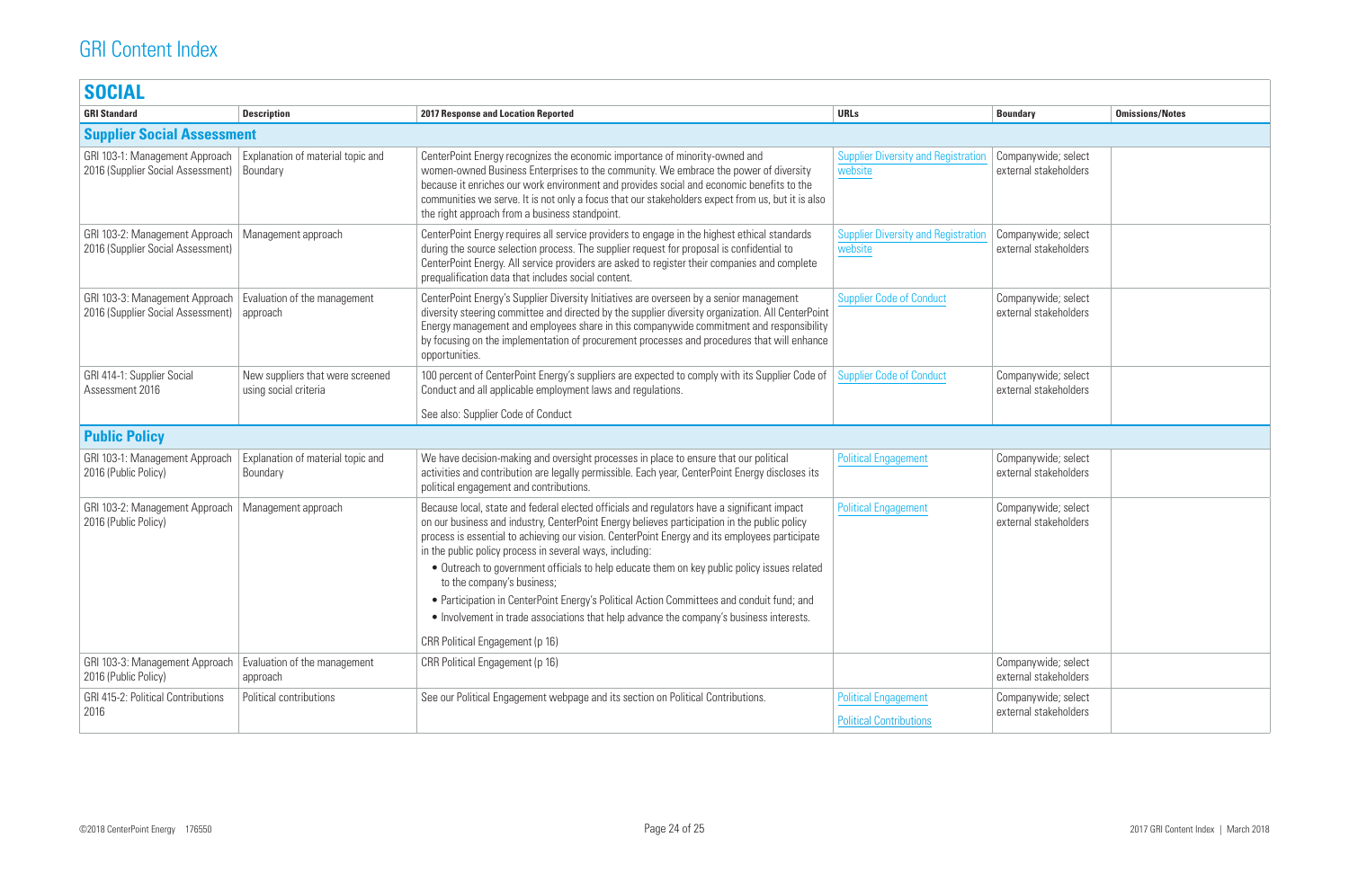# GRI Content Index

## SOCIAL

| GRI Standard | Description | 2017 Response and Location Reported | URLs | Boundary | Omissions/Notes |
|---|---|---|---|---|---|
| **Supplier Social Assessment** | | | | | |
| GRI 103-1: Management Approach 2016 (Supplier Social Assessment) | Explanation of material topic and Boundary | CenterPoint Energy recognizes the economic importance of minority-owned and women-owned Business Enterprises to the community. We embrace the power of diversity because it enriches our work environment and provides social and economic benefits to the communities we serve. It is not only a focus that our stakeholders expect from us, but it is also the right approach from a business standpoint. | Supplier Diversity and Registration website | Companywide; select external stakeholders | |
| GRI 103-2: Management Approach 2016 (Supplier Social Assessment) | Management approach | CenterPoint Energy requires all service providers to engage in the highest ethical standards during the source selection process. The supplier request for proposal is confidential to CenterPoint Energy. All service providers are asked to register their companies and complete prequalification data that includes social content. | Supplier Diversity and Registration website | Companywide; select external stakeholders | |
| GRI 103-3: Management Approach 2016 (Supplier Social Assessment) | Evaluation of the management approach | CenterPoint Energy's Supplier Diversity Initiatives are overseen by a senior management diversity steering committee and directed by the supplier diversity organization. All CenterPoint Energy management and employees share in this companywide commitment and responsibility by focusing on the implementation of procurement processes and procedures that will enhance opportunities. | Supplier Code of Conduct | Companywide; select external stakeholders | |
| GRI 414-1: Supplier Social Assessment 2016 | New suppliers that were screened using social criteria | 100 percent of CenterPoint Energy's suppliers are expected to comply with its Supplier Code of Conduct and all applicable employment laws and regulations.<br><br>See also: Supplier Code of Conduct | Supplier Code of Conduct | Companywide; select external stakeholders | |
| **Public Policy** | | | | | |
| GRI 103-1: Management Approach 2016 (Public Policy) | Explanation of material topic and Boundary | We have decision-making and oversight processes in place to ensure that our political activities and contribution are legally permissible. Each year, CenterPoint Energy discloses its political engagement and contributions. | Political Engagement | Companywide; select external stakeholders | |
| GRI 103-2: Management Approach 2016 (Public Policy) | Management approach | Because local, state and federal elected officials and regulators have a significant impact on our business and industry, CenterPoint Energy believes participation in the public policy process is essential to achieving our vision. CenterPoint Energy and its employees participate in the public policy process in several ways, including:<br>• Outreach to government officials to help educate them on key public policy issues related to the company's business;<br>• Participation in CenterPoint Energy's Political Action Committees and conduit fund; and<br>• Involvement in trade associations that help advance the company's business interests.<br><br>CRR Political Engagement (p 16) | Political Engagement | Companywide; select external stakeholders | |
| GRI 103-3: Management Approach 2016 (Public Policy) | Evaluation of the management approach | CRR Political Engagement (p 16) | | Companywide; select external stakeholders | |
| GRI 415-2: Political Contributions 2016 | Political contributions | See our Political Engagement webpage and its section on Political Contributions. | Political Engagement<br><br>Political Contributions | Companywide; select external stakeholders | |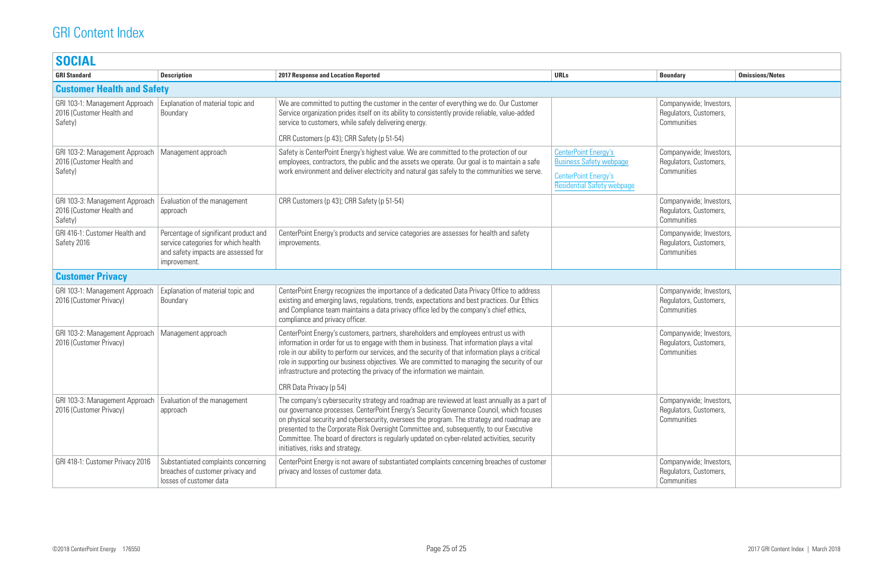# GRI Content Index

## SOCIAL

| GRI Standard | Description | 2017 Response and Location Reported | URLs | Boundary | Omissions/Notes |
|---|---|---|---|---|---|
| **Customer Health and Safety** | | | | | |
| GRI 103-1: Management Approach 2016 (Customer Health and Safety) | Explanation of material topic and Boundary | We are committed to putting the customer in the center of everything we do. Our Customer Service organization prides itself on its ability to consistently provide reliable, value-added service to customers, while safely delivering energy.<br><br>CRR Customers (p 43); CRR Safety (p 51-54) | | Companywide; Investors, Regulators, Customers, Communities | |
| GRI 103-2: Management Approach 2016 (Customer Health and Safety) | Management approach | Safety is CenterPoint Energy's highest value. We are committed to the protection of our employees, contractors, the public and the assets we operate. Our goal is to maintain a safe work environment and deliver electricity and natural gas safely to the communities we serve. | CenterPoint Energy's Business Safety webpage<br><br>CenterPoint Energy's Residential Safety webpage | Companywide; Investors, Regulators, Customers, Communities | |
| GRI 103-3: Management Approach 2016 (Customer Health and Safety) | Evaluation of the management approach | CRR Customers (p 43); CRR Safety (p 51-54) | | Companywide; Investors, Regulators, Customers, Communities | |
| GRI 416-1: Customer Health and Safety 2016 | Percentage of significant product and service categories for which health and safety impacts are assessed for improvement. | CenterPoint Energy's products and service categories are assesses for health and safety improvements. | | Companywide; Investors, Regulators, Customers, Communities | |
| **Customer Privacy** | | | | | |
| GRI 103-1: Management Approach 2016 (Customer Privacy) | Explanation of material topic and Boundary | CenterPoint Energy recognizes the importance of a dedicated Data Privacy Office to address existing and emerging laws, regulations, trends, expectations and best practices. Our Ethics and Compliance team maintains a data privacy office led by the company's chief ethics, compliance and privacy officer. | | Companywide; Investors, Regulators, Customers, Communities | |
| GRI 103-2: Management Approach 2016 (Customer Privacy) | Management approach | CenterPoint Energy's customers, partners, shareholders and employees entrust us with information in order for us to engage with them in business. That information plays a vital role in our ability to perform our services, and the security of that information plays a critical role in supporting our business objectives. We are committed to managing the security of our infrastructure and protecting the privacy of the information we maintain.<br><br>CRR Data Privacy (p 54) | | Companywide; Investors, Regulators, Customers, Communities | |
| GRI 103-3: Management Approach 2016 (Customer Privacy) | Evaluation of the management approach | The company's cybersecurity strategy and roadmap are reviewed at least annually as a part of our governance processes. CenterPoint Energy's Security Governance Council, which focuses on physical security and cybersecurity, oversees the program. The strategy and roadmap are presented to the Corporate Risk Oversight Committee and, subsequently, to our Executive Committee. The board of directors is regularly updated on cyber-related activities, security initiatives, risks and strategy. | | Companywide; Investors, Regulators, Customers, Communities | |
| GRI 418-1: Customer Privacy 2016 | Substantiated complaints concerning breaches of customer privacy and losses of customer data | CenterPoint Energy is not aware of substantiated complaints concerning breaches of customer privacy and losses of customer data. | | Companywide; Investors, Regulators, Customers, Communities | |